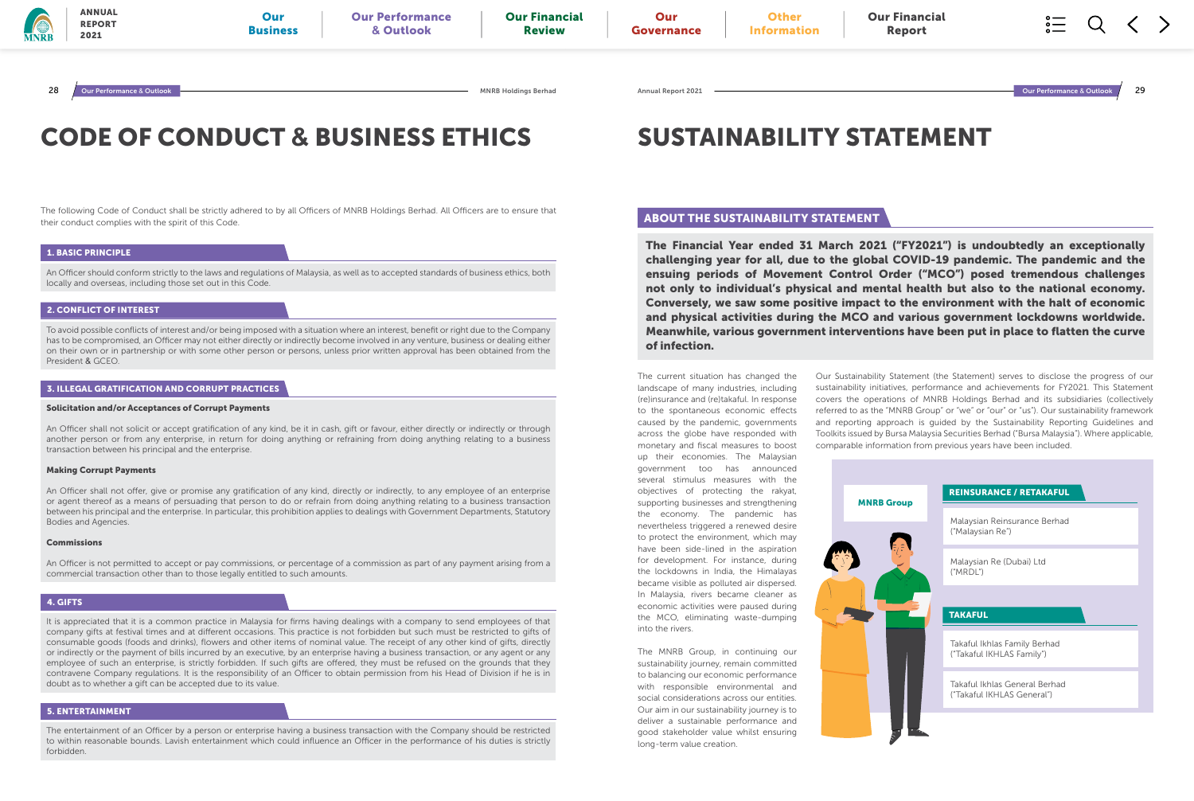# CODE OF CONDUCT & BUSINESS ETHICS

The following Code of Conduct shall be strictly adhered to by all Officers of MNRB Holdings Berhad. All Officers are to ensure that their conduct complies with the spirit of this Code.

## 1. BASIC PRINCIPLE

An Officer should conform strictly to the laws and regulations of Malaysia, as well as to accepted standards of business ethics, both locally and overseas, including those set out in this Code.

## 2. CONFLICT OF INTEREST

To avoid possible conflicts of interest and/or being imposed with a situation where an interest, benefit or right due to the Company has to be compromised, an Officer may not either directly or indirectly become involved in any venture, business or dealing either on their own or in partnership or with some other person or persons, unless prior written approval has been obtained from the President & GCEO.

## 3. ILLEGAL GRATIFICATION AND CORRUPT PRACTICES

**Solicitation and/or Acceptances of Corrupt Payments**

An Officer shall not solicit or accept gratification of any kind, be it in cash, gift or favour, either directly or indirectly or through another person or from any enterprise, in return for doing anything or refraining from doing anything relating to a business transaction between his principal and the enterprise.

**Making Corrupt Payments**

An Officer shall not offer, give or promise any gratification of any kind, directly or indirectly, to any employee of an enterprise or agent thereof as a means of persuading that person to do or refrain from doing anything relating to a business transaction between his principal and the enterprise. In particular, this prohibition applies to dealings with Government Departments, Statutory Bodies and Agencies.

**Commissions**

An Officer is not permitted to accept or pay commissions, or percentage of a commission as part of any payment arising from a commercial transaction other than to those legally entitled to such amounts.

## 4. GIFTS

It is appreciated that it is a common practice in Malaysia for firms having dealings with a company to send employees of that company gifts at festival times and at different occasions. This practice is not forbidden but such must be restricted to gifts of consumable goods (foods and drinks), flowers and other items of nominal value. The receipt of any other kind of gifts, directly or indirectly or the payment of bills incurred by an executive, by an enterprise having a business transaction, or any agent or any employee of such an enterprise, is strictly forbidden. If such gifts are offered, they must be refused on the grounds that they contravene Company regulations. It is the responsibility of an Officer to obtain permission from his Head of Division if he is in doubt as to whether a gift can be accepted due to its value.

## 5. ENTERTAINMENT

The entertainment of an Officer by a person or enterprise having a business transaction with the Company should be restricted to within reasonable bounds. Lavish entertainment which could influence an Officer in the performance of his duties is strictly forbidden.

# SUSTAINABILITY STATEMENT

## ABOUT THE SUSTAINABILITY STATEMENT

**The Financial Year ended 31 March 2021 ("FY2021") is undoubtedly an exceptionally challenging year for all, due to the global COVID-19 pandemic. The pandemic and the ensuing periods of Movement Control Order ("MCO") posed tremendous challenges not only to individual's physical and mental health but also to the national economy. Conversely, we saw some positive impact to the environment with the halt of economic and physical activities during the MCO and various government lockdowns worldwide. Meanwhile, various government interventions have been put in place to flatten the curve of infection.**

The current situation has changed the landscape of many industries, including (re)insurance and (re)takaful. In response to the spontaneous economic effects caused by the pandemic, governments across the globe have responded with monetary and fiscal measures to boost up their economies. The Malaysian government too has announced several stimulus measures with the objectives of protecting the rakyat, supporting businesses and strengthening the economy. The pandemic has nevertheless triggered a renewed desire to protect the environment, which may have been side-lined in the aspiration for development. For instance, during the lockdowns in India, the Himalayas became visible as polluted air dispersed. In Malaysia, rivers became cleaner as economic activities were paused during the MCO, eliminating waste-dumping into the rivers.

The MNRB Group, in continuing our sustainability journey, remain committed to balancing our economic performance with responsible environmental and social considerations across our entities. Our aim in our sustainability journey is to deliver a sustainable performance and good stakeholder value whilst ensuring long-term value creation.

Our Sustainability Statement (the Statement) serves to disclose the progress of our sustainability initiatives, performance and achievements for FY2021. This Statement covers the operations of MNRB Holdings Berhad and its subsidiaries (collectively referred to as the "MNRB Group" or "we" or "our" or "us"). Our sustainability framework and reporting approach is guided by the Sustainability Reporting Guidelines and Toolkits issued by Bursa Malaysia Securities Berhad ("Bursa Malaysia"). Where applicable, comparable information from previous years have been included.

**MNRB Group**

**REINSURANCE / RETAKAFUL**

- Malaysian Reinsurance Berhad ("Malaysian Re")
- Malaysian Re (Dubai) Ltd ("MRDL")

**TAKAFUL**

- Takaful Ikhlas Family Berhad ("Takaful IKHLAS Family")
- Takaful Ikhlas General Berhad ("Takaful IKHLAS General")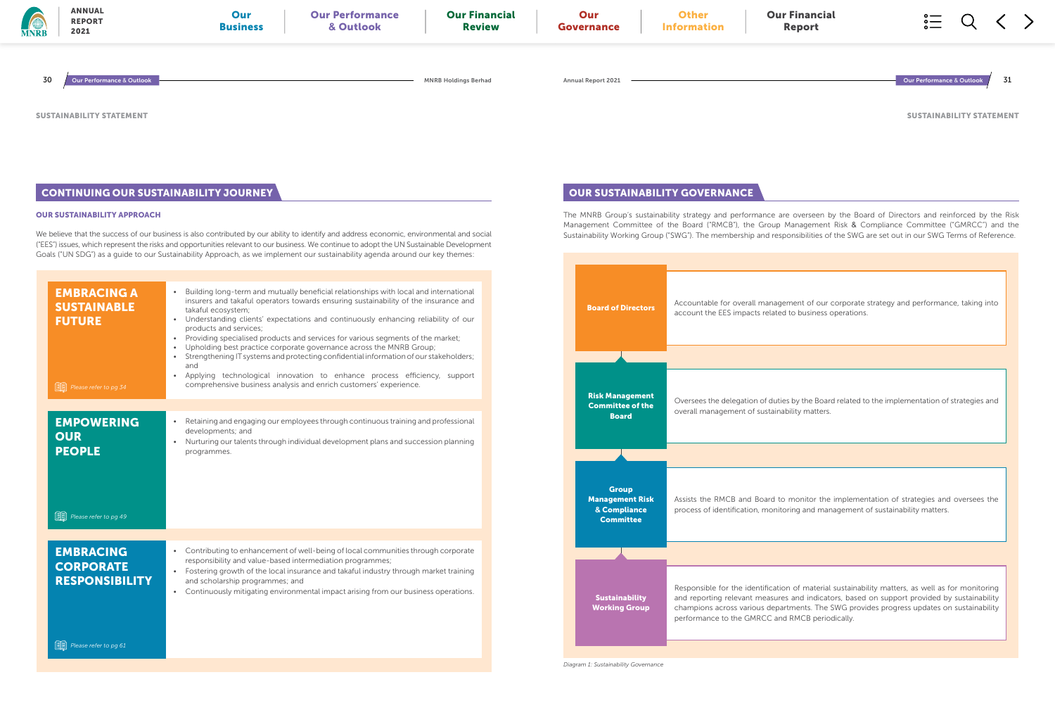SUSTAINABILITY STATEMENT

## CONTINUING OUR SUSTAINABILITY JOURNEY

### OUR SUSTAINABILITY APPROACH

We believe that the success of our business is also contributed by our ability to identify and address economic, environmental and social ("EES") issues, which represent the risks and opportunities relevant to our business. We continue to adopt the UN Sustainable Development Goals ("UN SDG") as a guide to our Sustainability Approach, as we implement our sustainability agenda around our key themes:

**EMBRACING A SUSTAINABLE FUTURE**

- Building long-term and mutually beneficial relationships with local and international insurers and takaful operators towards ensuring sustainability of the insurance and takaful ecosystem;
- Understanding clients' expectations and continuously enhancing reliability of our products and services;
- Providing specialised products and services for various segments of the market;
- Upholding best practice corporate governance across the MNRB Group;
- Strengthening IT systems and protecting confidential information of our stakeholders; and
- Applying technological innovation to enhance process efficiency, support comprehensive business analysis and enrich customers' experience.

*Please refer to pg 34*

**EMPOWERING OUR PEOPLE**

- Retaining and engaging our employees through continuous training and professional developments; and
- Nurturing our talents through individual development plans and succession planning programmes.

*Please refer to pg 49*

**EMBRACING CORPORATE RESPONSIBILITY**

- Contributing to enhancement of well-being of local communities through corporate responsibility and value-based intermediation programmes;
- Fostering growth of the local insurance and takaful industry through market training and scholarship programmes; and
- Continuously mitigating environmental impact arising from our business operations.

*Please refer to pg 61*

## OUR SUSTAINABILITY GOVERNANCE

The MNRB Group's sustainability strategy and performance are overseen by the Board of Directors and reinforced by the Risk Management Committee of the Board ("RMCB"), the Group Management Risk & Compliance Committee ("GMRCC") and the Sustainability Working Group ("SWG"). The membership and responsibilities of the SWG are set out in our SWG Terms of Reference.

| Body | Role |
| --- | --- |
| Board of Directors | Accountable for overall management of our corporate strategy and performance, taking into account the EES impacts related to business operations. |
| Risk Management Committee of the Board | Oversees the delegation of duties by the Board related to the implementation of strategies and overall management of sustainability matters. |
| Group Management Risk & Compliance Committee | Assists the RMCB and Board to monitor the implementation of strategies and oversees the process of identification, monitoring and management of sustainability matters. |
| Sustainability Working Group | Responsible for the identification of material sustainability matters, as well as for monitoring and reporting relevant measures and indicators, based on support provided by sustainability champions across various departments. The SWG provides progress updates on sustainability performance to the GMRCC and RMCB periodically. |

*Diagram 1: Sustainability Governance*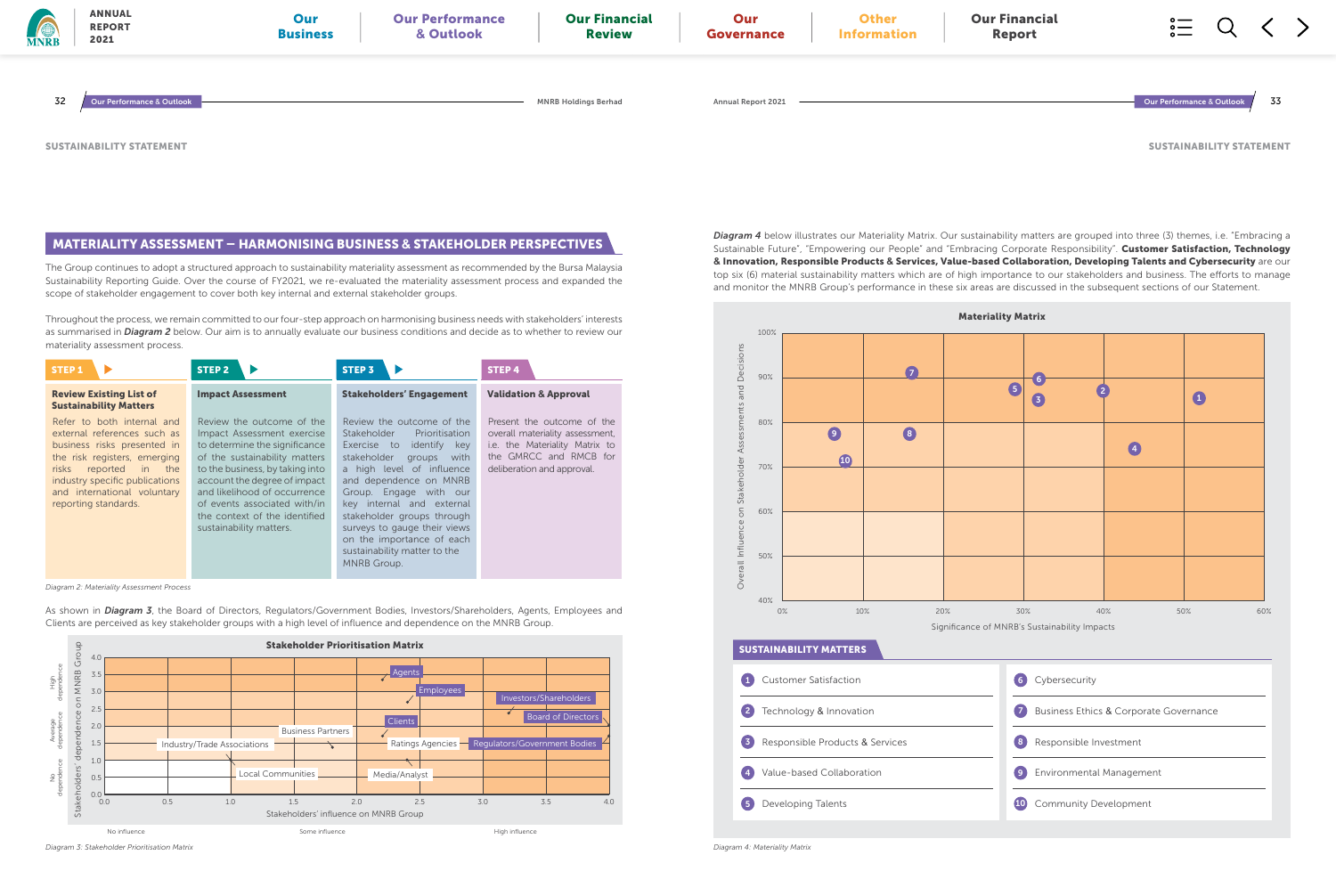SUSTAINABILITY STATEMENT

## MATERIALITY ASSESSMENT – HARMONISING BUSINESS & STAKEHOLDER PERSPECTIVES

The Group continues to adopt a structured approach to sustainability materiality assessment as recommended by the Bursa Malaysia Sustainability Reporting Guide. Over the course of FY2021, we re-evaluated the materiality assessment process and expanded the scope of stakeholder engagement to cover both key internal and external stakeholder groups.

Throughout the process, we remain committed to our four-step approach on harmonising business needs with stakeholders' interests as summarised in ***Diagram 2*** below. Our aim is to annually evaluate our business conditions and decide as to whether to review our materiality assessment process.

| STEP 1 | STEP 2 | STEP 3 | STEP 4 |
|---|---|---|---|
| **Review Existing List of Sustainability Matters** | **Impact Assessment** | **Stakeholders' Engagement** | **Validation & Approval** |
| Refer to both internal and external references such as business risks presented in the risk registers, emerging risks reported in the industry specific publications and international voluntary reporting standards. | Review the outcome of the Impact Assessment exercise to determine the significance of the sustainability matters to the business, by taking into account the degree of impact and likelihood of occurrence of events associated with/in the context of the identified sustainability matters. | Review the outcome of the Stakeholder Prioritisation Exercise to identify key stakeholder groups with a high level of influence and dependence on MNRB Group. Engage with our key internal and external stakeholder groups through surveys to gauge their views on the importance of each sustainability matter to the MNRB Group. | Present the outcome of the overall materiality assessment, i.e. the Materiality Matrix to the GMRCC and RMCB for deliberation and approval. |

*Diagram 2: Materiality Assessment Process*

As shown in ***Diagram 3***, the Board of Directors, Regulators/Government Bodies, Investors/Shareholders, Agents, Employees and Clients are perceived as key stakeholder groups with a high level of influence and dependence on the MNRB Group.

**Stakeholder Prioritisation Matrix**

Y-axis: Stakeholders' dependence on MNRB Group (0.0–4.0; No dependence / Average dependence / High dependence)
X-axis: Stakeholders' influence on MNRB Group (0.0–4.0; No influence / Some influence / High influence)

Stakeholder groups plotted: Agents, Employees, Investors/Shareholders, Board of Directors, Clients, Business Partners, Industry/Trade Associations, Ratings Agencies, Regulators/Government Bodies, Local Communities, Media/Analyst

*Diagram 3: Stakeholder Prioritisation Matrix*

***Diagram 4*** below illustrates our Materiality Matrix. Our sustainability matters are grouped into three (3) themes, i.e. "Embracing a Sustainable Future", "Empowering our People" and "Embracing Corporate Responsibility". **Customer Satisfaction, Technology & Innovation, Responsible Products & Services, Value-based Collaboration, Developing Talents and Cybersecurity** are our top six (6) material sustainability matters which are of high importance to our stakeholders and business. The efforts to manage and monitor the MNRB Group's performance in these six areas are discussed in the subsequent sections of our Statement.

**Materiality Matrix**

Y-axis: Overall Influence on Stakeholder Assessments and Decisions (40%–100%)
X-axis: Significance of MNRB's Sustainability Impacts (0%–60%)

**SUSTAINABILITY MATTERS**

1. Customer Satisfaction
2. Technology & Innovation
3. Responsible Products & Services
4. Value-based Collaboration
5. Developing Talents
6. Cybersecurity
7. Business Ethics & Corporate Governance
8. Responsible Investment
9. Environmental Management
10. Community Development

*Diagram 4: Materiality Matrix*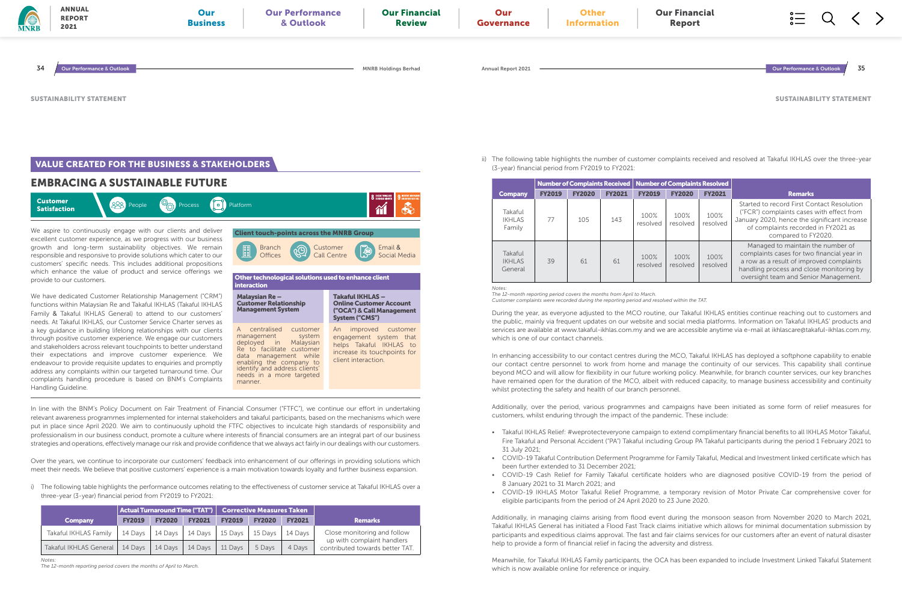SUSTAINABILITY STATEMENT

## VALUE CREATED FOR THE BUSINESS & STAKEHOLDERS

# EMBRACING A SUSTAINABLE FUTURE

**Customer Satisfaction** — People — Process — Platform

We aspire to continuously engage with our clients and deliver excellent customer experience, as we progress with our business growth and long-term sustainability objectives. We remain responsible and responsive to provide solutions which cater to our customers' specific needs. This includes additional propositions which enhance the value of product and service offerings we provide to our customers.

We have dedicated Customer Relationship Management ("CRM") functions within Malaysian Re and Takaful IKHLAS (Takaful IKHLAS Family & Takaful IKHLAS General) to attend to our customers' needs. At Takaful IKHLAS, our Customer Service Charter serves as a key guidance in building lifelong relationships with our clients through positive customer experience. We engage our customers and stakeholders across relevant touchpoints to better understand their expectations and improve customer experience. We endeavour to provide requisite updates to enquiries and promptly address any complaints within our targeted turnaround time. Our complaints handling procedure is based on BNM's Complaints Handling Guideline.

**Client touch-points across the MNRB Group**

- Branch Offices
- Customer Call Centre
- Email & Social Media

**Other technological solutions used to enhance client interaction**

| Malaysian Re – Customer Relationship Management System | Takaful IKHLAS – Online Customer Account ("OCA") & Call Management System ("CMS") |
|---|---|
| A centralised customer management system deployed in Malaysian Re to facilitate customer data management while enabling the company to identify and address clients' needs in a more targeted manner. | An improved customer engagement system that helps Takaful IKHLAS to increase its touchpoints for client interaction. |

In line with the BNM's Policy Document on Fair Treatment of Financial Consumer ("FTFC"), we continue our effort in undertaking relevant awareness programmes implemented for internal stakeholders and takaful participants, based on the mechanisms which were put in place since April 2020. We aim to continuously uphold the FTFC objectives to inculcate high standards of responsibility and professionalism in our business conduct, promote a culture where interests of financial consumers are an integral part of our business strategies and operations, effectively manage our risk and provide confidence that we always act fairly in our dealings with our customers.

Over the years, we continue to incorporate our customers' feedback into enhancement of our offerings in providing solutions which meet their needs. We believe that positive customers' experience is a main motivation towards loyalty and further business expansion.

i) The following table highlights the performance outcomes relating to the effectiveness of customer service at Takaful IKHLAS over a three-year (3-year) financial period from FY2019 to FY2021:

| Company | Actual Turnaround Time ("TAT") | | | Corrective Measures Taken | | | Remarks |
|---|---|---|---|---|---|---|---|
| | FY2019 | FY2020 | FY2021 | FY2019 | FY2020 | FY2021 | |
| Takaful IKHLAS Family | 14 Days | 14 Days | 14 Days | 15 Days | 15 Days | 14 Days | Close monitoring and follow up with complaint handlers contributed towards better TAT. |
| Takaful IKHLAS General | 14 Days | 14 Days | 14 Days | 11 Days | 5 Days | 4 Days | |

*Notes:*
*The 12-month reporting period covers the months of April to March.*

ii) The following table highlights the number of customer complaints received and resolved at Takaful IKHLAS over the three-year (3-year) financial period from FY2019 to FY2021:

| Company | Number of Complaints Received | | | Number of Complaints Resolved | | | Remarks |
|---|---|---|---|---|---|---|---|
| | FY2019 | FY2020 | FY2021 | FY2019 | FY2020 | FY2021 | |
| Takaful IKHLAS Family | 77 | 105 | 143 | 100% resolved | 100% resolved | 100% resolved | Started to record First Contact Resolution ("FCR") complaints cases with effect from January 2020, hence the significant increase of complaints recorded in FY2021 as compared to FY2020. |
| Takaful IKHLAS General | 39 | 61 | 61 | 100% resolved | 100% resolved | 100% resolved | Managed to maintain the number of complaints cases for two financial year in a row as a result of improved complaints handling process and close monitoring by oversight team and Senior Management. |

*Notes:*
*The 12-month reporting period covers the months from April to March.*
*Customer complaints were recorded during the reporting period and resolved within the TAT.*

During the year, as everyone adjusted to the MCO routine, our Takaful IKHLAS entities continue reaching out to customers and the public, mainly via frequent updates on our website and social media platforms. Information on Takaful IKHLAS' products and services are available at www.takaful-ikhlas.com.my and we are accessible anytime via e-mail at ikhlascare@takaful-ikhlas.com.my, which is one of our contact channels.

In enhancing accessibility to our contact centres during the MCO, Takaful IKHLAS has deployed a softphone capability to enable our contact centre personnel to work from home and manage the continuity of our services. This capability shall continue beyond MCO and will allow for flexibility in our future working policy. Meanwhile, for branch counter services, our key branches have remained open for the duration of the MCO, albeit with reduced capacity, to manage business accessibility and continuity whilst protecting the safety and health of our branch personnel.

Additionally, over the period, various programmes and campaigns have been initiated as some form of relief measures for customers, whilst enduring through the impact of the pandemic. These include:

- Takaful IKHLAS Relief: #weprotecteveryone campaign to extend complimentary financial benefits to all IKHLAS Motor Takaful, Fire Takaful and Personal Accident ("PA") Takaful including Group PA Takaful participants during the period 1 February 2021 to 31 July 2021;
- COVID-19 Takaful Contribution Deferment Programme for Family Takaful, Medical and Investment linked certificate which has been further extended to 31 December 2021;
- COVID-19 Cash Relief for Family Takaful certificate holders who are diagnosed positive COVID-19 from the period of 8 January 2021 to 31 March 2021; and
- COVID-19 IKHLAS Motor Takaful Relief Programme, a temporary revision of Motor Private Car comprehensive cover for eligible participants from the period of 24 April 2020 to 23 June 2020.

Additionally, in managing claims arising from flood event during the monsoon season from November 2020 to March 2021, Takaful IKHLAS General has initiated a Flood Fast Track claims initiative which allows for minimal documentation submission by participants and expeditious claims approval. The fast and fair claims services for our customers after an event of natural disaster help to provide a form of financial relief in facing the adversity and distress.

Meanwhile, for Takaful IKHLAS Family participants, the OCA has been expanded to include Investment Linked Takaful Statement which is now available online for reference or inquiry.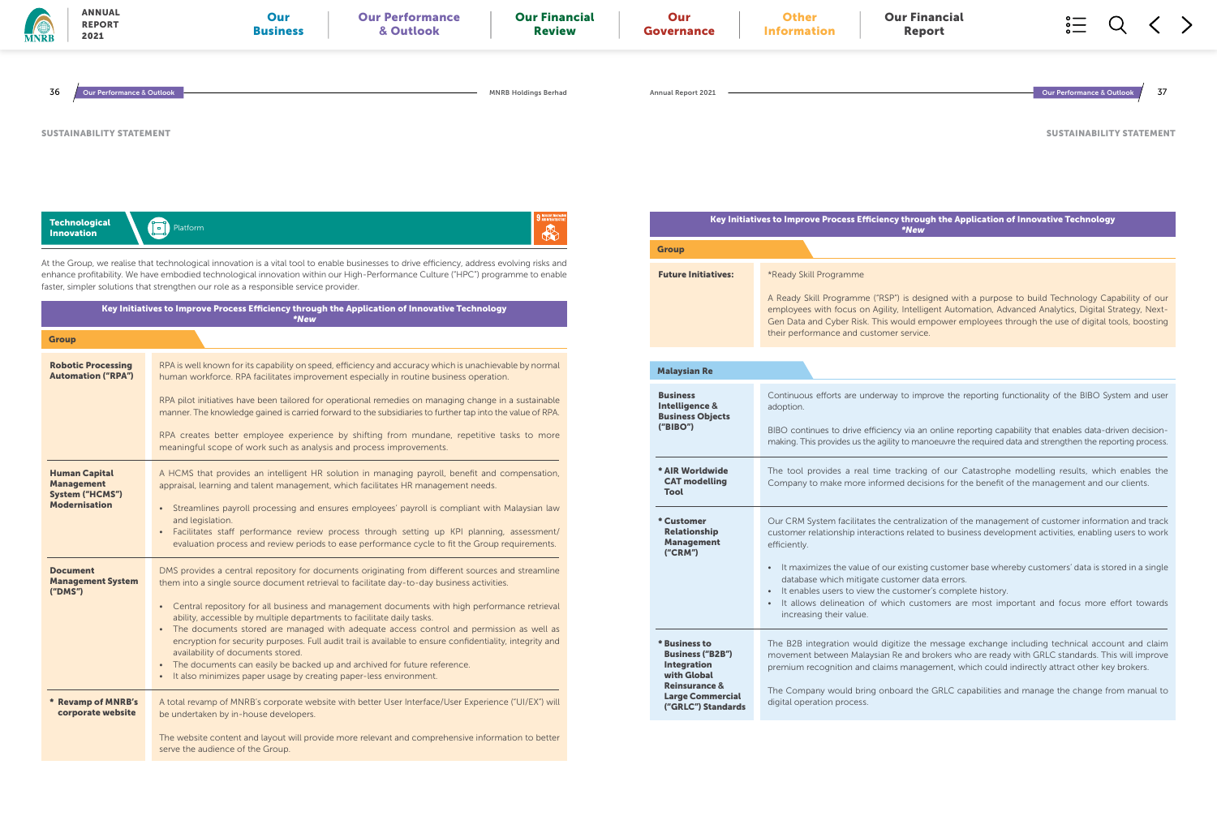## SUSTAINABILITY STATEMENT

### Technological Innovation

Platform

At the Group, we realise that technological innovation is a vital tool to enable businesses to drive efficiency, address evolving risks and enhance profitability. We have embodied technological innovation within our High-Performance Culture ("HPC") programme to enable faster, simpler solutions that strengthen our role as a responsible service provider.

#### Key Initiatives to Improve Process Efficiency through the Application of Innovative Technology

*\*New*

**Group**

| | |
|---|---|
| **Robotic Processing Automation ("RPA")** | RPA is well known for its capability on speed, efficiency and accuracy which is unachievable by normal human workforce. RPA facilitates improvement especially in routine business operation.<br><br>RPA pilot initiatives have been tailored for operational remedies on managing change in a sustainable manner. The knowledge gained is carried forward to the subsidiaries to further tap into the value of RPA.<br><br>RPA creates better employee experience by shifting from mundane, repetitive tasks to more meaningful scope of work such as analysis and process improvements. |
| **Human Capital Management System ("HCMS") Modernisation** | A HCMS that provides an intelligent HR solution in managing payroll, benefit and compensation, appraisal, learning and talent management, which facilitates HR management needs.<br><br>• Streamlines payroll processing and ensures employees' payroll is compliant with Malaysian law and legislation.<br>• Facilitates staff performance review process through setting up KPI planning, assessment/evaluation process and review periods to ease performance cycle to fit the Group requirements. |
| **Document Management System ("DMS")** | DMS provides a central repository for documents originating from different sources and streamline them into a single source document retrieval to facilitate day-to-day business activities.<br><br>• Central repository for all business and management documents with high performance retrieval ability, accessible by multiple departments to facilitate daily tasks.<br>• The documents stored are managed with adequate access control and permission as well as encryption for security purposes. Full audit trail is available to ensure confidentiality, integrity and availability of documents stored.<br>• The documents can easily be backed up and archived for future reference.<br>• It also minimizes paper usage by creating paper-less environment. |
| **\* Revamp of MNRB's corporate website** | A total revamp of MNRB's corporate website with better User Interface/User Experience ("UI/EX") will be undertaken by in-house developers.<br><br>The website content and layout will provide more relevant and comprehensive information to better serve the audience of the Group. |

#### Key Initiatives to Improve Process Efficiency through the Application of Innovative Technology

*\*New*

**Group**

| | |
|---|---|
| **Future Initiatives:** | \*Ready Skill Programme<br><br>A Ready Skill Programme ("RSP") is designed with a purpose to build Technology Capability of our employees with focus on Agility, Intelligent Automation, Advanced Analytics, Digital Strategy, Next-Gen Data and Cyber Risk. This would empower employees through the use of digital tools, boosting their performance and customer service. |

**Malaysian Re**

| | |
|---|---|
| **Business Intelligence & Business Objects ("BIBO")** | Continuous efforts are underway to improve the reporting functionality of the BIBO System and user adoption.<br><br>BIBO continues to drive efficiency via an online reporting capability that enables data-driven decision-making. This provides us the agility to manoeuvre the required data and strengthen the reporting process. |
| **\* AIR Worldwide CAT modelling Tool** | The tool provides a real time tracking of our Catastrophe modelling results, which enables the Company to make more informed decisions for the benefit of the management and our clients. |
| **\* Customer Relationship Management ("CRM")** | Our CRM System facilitates the centralization of the management of customer information and track customer relationship interactions related to business development activities, enabling users to work efficiently.<br><br>• It maximizes the value of our existing customer base whereby customers' data is stored in a single database which mitigate customer data errors.<br>• It enables users to view the customer's complete history.<br>• It allows delineation of which customers are most important and focus more effort towards increasing their value. |
| **\* Business to Business ("B2B") Integration with Global Reinsurance & Large Commercial ("GRLC") Standards** | The B2B integration would digitize the message exchange including technical account and claim movement between Malaysian Re and brokers who are ready with GRLC standards. This will improve premium recognition and claims management, which could indirectly attract other key brokers.<br><br>The Company would bring onboard the GRLC capabilities and manage the change from manual to digital operation process. |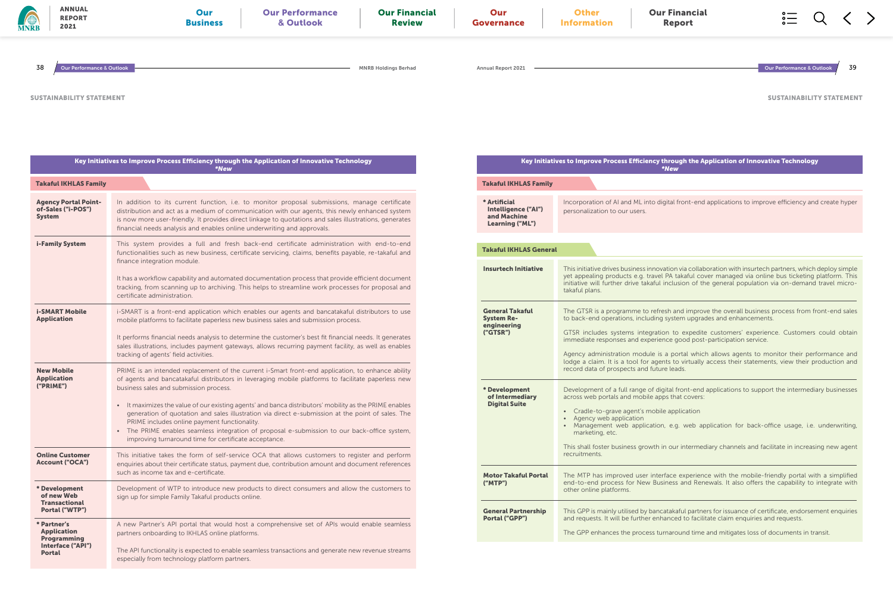SUSTAINABILITY STATEMENT

### Key Initiatives to Improve Process Efficiency through the Application of Innovative Technology
*New

**Takaful IKHLAS Family**

| Initiative | Description |
|---|---|
| **Agency Portal Point-of-Sales ("i-POS") System** | In addition to its current function, i.e. to monitor proposal submissions, manage certificate distribution and act as a medium of communication with our agents, this newly enhanced system is now more user-friendly. It provides direct linkage to quotations and sales illustrations, generates financial needs analysis and enables online underwriting and approvals. |
| **i-Family System** | This system provides a full and fresh back-end certificate administration with end-to-end functionalities such as new business, certificate servicing, claims, benefits payable, re-takaful and finance integration module.<br><br>It has a workflow capability and automated documentation process that provide efficient document tracking, from scanning up to archiving. This helps to streamline work processes for proposal and certificate administration. |
| **i-SMART Mobile Application** | i-SMART is a front-end application which enables our agents and bancatakaful distributors to use mobile platforms to facilitate paperless new business sales and submission process.<br><br>It performs financial needs analysis to determine the customer's best fit financial needs. It generates sales illustrations, includes payment gateways, allows recurring payment facility, as well as enables tracking of agents' field activities. |
| **New Mobile Application ("PRIME")** | PRIME is an intended replacement of the current i-Smart front-end application, to enhance ability of agents and bancatakaful distributors in leveraging mobile platforms to facilitate paperless new business sales and submission process.<br><br>• It maximizes the value of our existing agents' and banca distributors' mobility as the PRIME enables generation of quotation and sales illustration via direct e-submission at the point of sales. The PRIME includes online payment functionality.<br>• The PRIME enables seamless integration of proposal e-submission to our back-office system, improving turnaround time for certificate acceptance. |
| **Online Customer Account ("OCA")** | This initiative takes the form of self-service OCA that allows customers to register and perform enquiries about their certificate status, payment due, contribution amount and document references such as income tax and e-certificate. |
| **\* Development of new Web Transactional Portal ("WTP")** | Development of WTP to introduce new products to direct consumers and allow the customers to sign up for simple Family Takaful products online. |
| **\* Partner's Application Programming Interface ("API") Portal** | A new Partner's API portal that would host a comprehensive set of APIs would enable seamless partners onboarding to IKHLAS online platforms.<br><br>The API functionality is expected to enable seamless transactions and generate new revenue streams especially from technology platform partners. |
| **\* Artificial Intelligence ("AI") and Machine Learning ("ML")** | Incorporation of AI and ML into digital front-end applications to improve efficiency and create hyper personalization to our users. |

**Takaful IKHLAS General**

| Initiative | Description |
|---|---|
| **Insurtech Initiative** | This initiative drives business innovation via collaboration with insurtech partners, which deploy simple yet appealing products e.g. travel PA takaful cover managed via online bus ticketing platform. This initiative will further drive takaful inclusion of the general population via on-demand travel micro-takaful plans. |
| **General Takaful System Re-engineering ("GTSR")** | The GTSR is a programme to refresh and improve the overall business process from front-end sales to back-end operations, including system upgrades and enhancements.<br><br>GTSR includes systems integration to expedite customers' experience. Customers could obtain immediate responses and experience good post-participation service.<br><br>Agency administration module is a portal which allows agents to monitor their performance and lodge a claim. It is a tool for agents to virtually access their statements, view their production and record data of prospects and future leads. |
| **\* Development of Intermediary Digital Suite** | Development of a full range of digital front-end applications to support the intermediary businesses across web portals and mobile apps that covers:<br><br>• Cradle-to-grave agent's mobile application<br>• Agency web application<br>• Management web application, e.g. web application for back-office usage, i.e. underwriting, marketing, etc.<br><br>This shall foster business growth in our intermediary channels and facilitate in increasing new agent recruitments. |
| **Motor Takaful Portal ("MTP")** | The MTP has improved user interface experience with the mobile-friendly portal with a simplified end-to-end process for New Business and Renewals. It also offers the capability to integrate with other online platforms. |
| **General Partnership Portal ("GPP")** | This GPP is mainly utilised by bancatakaful partners for issuance of certificate, endorsement enquiries and requests. It will be further enhanced to facilitate claim enquiries and requests.<br><br>The GPP enhances the process turnaround time and mitigates loss of documents in transit. |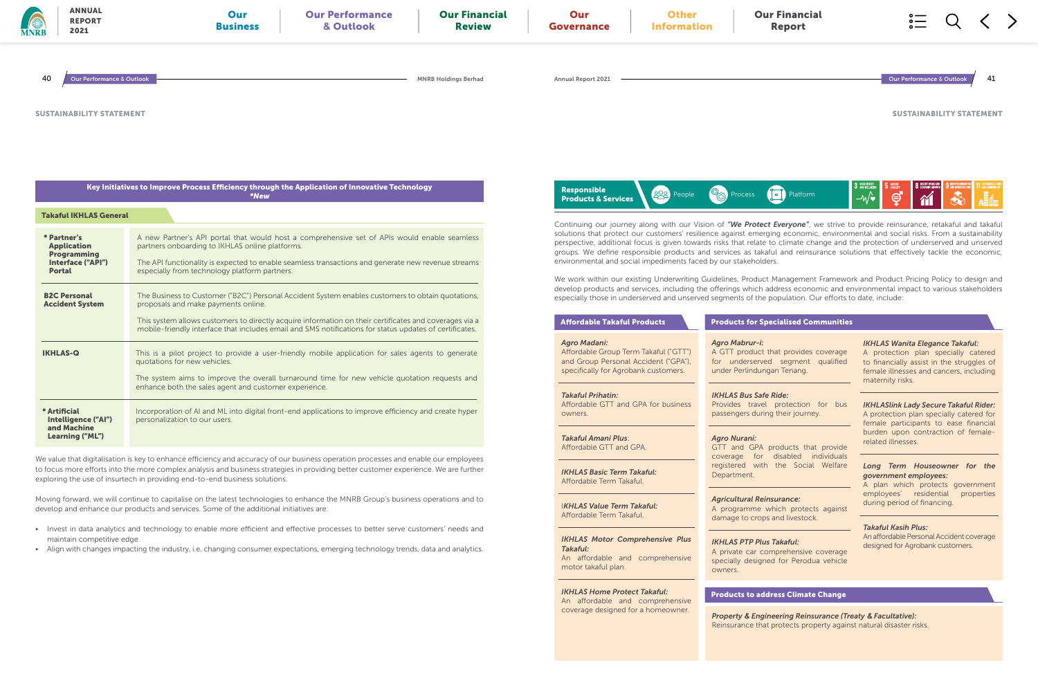SUSTAINABILITY STATEMENT

## Key Initiatives to Improve Process Efficiency through the Application of Innovative Technology

*\*New*

### Takaful IKHLAS General

| | |
|---|---|
| **\* Partner's Application Programming Interface ("API") Portal** | A new Partner's API portal that would host a comprehensive set of APIs would enable seamless partners onboarding to IKHLAS online platforms.<br><br>The API functionality is expected to enable seamless transactions and generate new revenue streams especially from technology platform partners. |
| **B2C Personal Accident System** | The Business to Customer ("B2C") Personal Accident System enables customers to obtain quotations, proposals and make payments online.<br><br>This system allows customers to directly acquire information on their certificates and coverages via a mobile-friendly interface that includes email and SMS notifications for status updates of certificates. |
| **IKHLAS-Q** | This is a pilot project to provide a user-friendly mobile application for sales agents to generate quotations for new vehicles.<br><br>The system aims to improve the overall turnaround time for new vehicle quotation requests and enhance both the sales agent and customer experience. |
| **\* Artificial Intelligence ("AI") and Machine Learning ("ML")** | Incorporation of AI and ML into digital front-end applications to improve efficiency and create hyper personalization to our users. |

We value that digitalisation is key to enhance efficiency and accuracy of our business operation processes and enable our employees to focus more efforts into the more complex analysis and business strategies in providing better customer experience. We are further exploring the use of insurtech in providing end-to-end business solutions.

Moving forward, we will continue to capitalise on the latest technologies to enhance the MNRB Group's business operations and to develop and enhance our products and services. Some of the additional initiatives are:

- Invest in data analytics and technology to enable more efficient and effective processes to better serve customers' needs and maintain competitive edge.
- Align with changes impacting the industry, i.e. changing consumer expectations, emerging technology trends, data and analytics.

## Responsible Products & Services

People | Process | Platform

Continuing our journey along with our Vision of ***"We Protect Everyone"***, we strive to provide reinsurance, retakaful and takaful solutions that protect our customers' resilience against emerging economic, environmental and social risks. From a sustainability perspective, additional focus is given towards risks that relate to climate change and the protection of underserved and unserved groups. We define responsible products and services as takaful and reinsurance solutions that effectively tackle the economic, environmental and social impediments faced by our stakeholders.

We work within our existing Underwriting Guidelines, Product Management Framework and Product Pricing Policy to design and develop products and services, including the offerings which address economic and environmental impact to various stakeholders especially those in underserved and unserved segments of the population. Our efforts to date, include:

### Affordable Takaful Products

***Agro Madani:***
Affordable Group Term Takaful ("GTT") and Group Personal Accident ("GPA"), specifically for Agrobank customers.

***Takaful Prihatin:***
Affordable GTT and GPA for business owners.

***Takaful Amani Plus:***
Affordable GTT and GPA.

***IKHLAS Basic Term Takaful:***
Affordable Term Takaful.

***IKHLAS Value Term Takaful:***
Affordable Term Takaful.

***IKHLAS Motor Comprehensive Plus Takaful:***
An affordable and comprehensive motor takaful plan.

***IKHLAS Home Protect Takaful:***
An affordable and comprehensive coverage designed for a homeowner.

### Products for Specialised Communities

***Agro Mabrur-i:***
A GTT product that provides coverage for underserved segment qualified under Perlindungan Tenang.

***IKHLAS Bus Safe Ride:***
Provides travel protection for bus passengers during their journey.

***Agro Nurani:***
GTT and GPA products that provide coverage for disabled individuals registered with the Social Welfare Department.

***Agricultural Reinsurance:***
A programme which protects against damage to crops and livestock.

***IKHLAS PTP Plus Takaful:***
A private car comprehensive coverage specially designed for Perodua vehicle owners.

***IKHLAS Wanita Elegance Takaful:***
A protection plan specially catered to financially assist in the struggles of female illnesses and cancers, including maternity risks.

***IKHLASlink Lady Secure Takaful Rider:***
A protection plan specially catered for female participants to ease financial burden upon contraction of female-related illnesses.

***Long Term Houseowner for the government employees:***
A plan which protects government employees' residential properties during period of financing.

***Takaful Kasih Plus:***
An affordable Personal Accident coverage designed for Agrobank customers.

### Products to address Climate Change

***Property & Engineering Reinsurance (Treaty & Facultative):***
Reinsurance that protects property against natural disaster risks.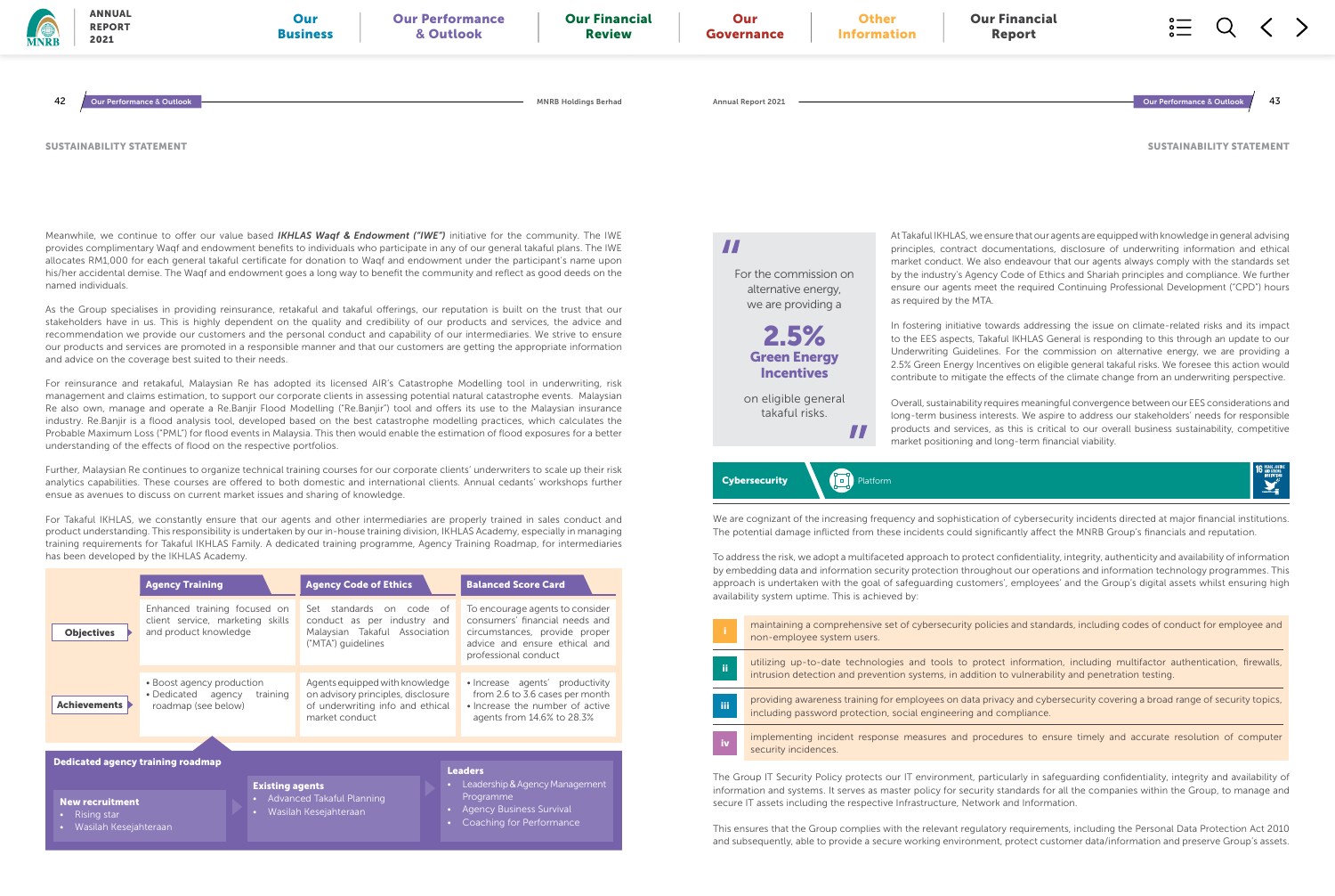SUSTAINABILITY STATEMENT

Meanwhile, we continue to offer our value based ***IKHLAS Waqf & Endowment ("IWE")*** initiative for the community. The IWE provides complimentary Waqf and endowment benefits to individuals who participate in any of our general takaful plans. The IWE allocates RM1,000 for each general takaful certificate for donation to Waqf and endowment under the participant's name upon his/her accidental demise. The Waqf and endowment goes a long way to benefit the community and reflect as good deeds on the named individuals.

As the Group specialises in providing reinsurance, retakaful and takaful offerings, our reputation is built on the trust that our stakeholders have in us. This is highly dependent on the quality and credibility of our products and services, the advice and recommendation we provide our customers and the personal conduct and capability of our intermediaries. We strive to ensure our products and services are promoted in a responsible manner and that our customers are getting the appropriate information and advice on the coverage best suited to their needs.

For reinsurance and retakaful, Malaysian Re has adopted its licensed AIR's Catastrophe Modelling tool in underwriting, risk management and claims estimation, to support our corporate clients in assessing potential natural catastrophe events. Malaysian Re also own, manage and operate a Re.Banjir Flood Modelling ("Re.Banjir") tool and offers its use to the Malaysian insurance industry. Re.Banjir is a flood analysis tool, developed based on the best catastrophe modelling practices, which calculates the Probable Maximum Loss ("PML") for flood events in Malaysia. This then would enable the estimation of flood exposures for a better understanding of the effects of flood on the respective portfolios.

Further, Malaysian Re continues to organize technical training courses for our corporate clients' underwriters to scale up their risk analytics capabilities. These courses are offered to both domestic and international clients. Annual cedants' workshops further ensue as avenues to discuss on current market issues and sharing of knowledge.

For Takaful IKHLAS, we constantly ensure that our agents and other intermediaries are properly trained in sales conduct and product understanding. This responsibility is undertaken by our in-house training division, IKHLAS Academy, especially in managing training requirements for Takaful IKHLAS Family. A dedicated training programme, Agency Training Roadmap, for intermediaries has been developed by the IKHLAS Academy.

| | Agency Training | Agency Code of Ethics | Balanced Score Card |
|---|---|---|---|
| **Objectives** | Enhanced training focused on client service, marketing skills and product knowledge | Set standards on code of conduct as per industry and Malaysian Takaful Association ("MTA") guidelines | To encourage agents to consider consumers' financial needs and circumstances, provide proper advice and ensure ethical and professional conduct |
| **Achievements** | • Boost agency production<br>• Dedicated agency training roadmap (see below) | Agents equipped with knowledge on advisory principles, disclosure of underwriting info and ethical market conduct | • Increase agents' productivity from 2.6 to 3.6 cases per month<br>• Increase the number of active agents from 14.6% to 28.3% |

**Dedicated agency training roadmap**

**New recruitment**
- Rising star
- Wasilah Kesejahteraan

**Existing agents**
- Advanced Takaful Planning
- Wasilah Kesejahteraan

**Leaders**
- Leadership & Agency Management Programme
- Agency Business Survival
- Coaching for Performance

> For the commission on alternative energy, we are providing a **2.5% Green Energy Incentives** on eligible general takaful risks.

At Takaful IKHLAS, we ensure that our agents are equipped with knowledge in general advising principles, contract documentations, disclosure of underwriting information and ethical market conduct. We also endeavour that our agents always comply with the standards set by the industry's Agency Code of Ethics and Shariah principles and compliance. We further ensure our agents meet the required Continuing Professional Development ("CPD") hours as required by the MTA.

In fostering initiative towards addressing the issue on climate-related risks and its impact to the EES aspects, Takaful IKHLAS General is responding to this through an update to our Underwriting Guidelines. For the commission on alternative energy, we are providing a 2.5% Green Energy Incentives on eligible general takaful risks. We foresee this action would contribute to mitigate the effects of the climate change from an underwriting perspective.

Overall, sustainability requires meaningful convergence between our EES considerations and long-term business interests. We aspire to address our stakeholders' needs for responsible products and services, as this is critical to our overall business sustainability, competitive market positioning and long-term financial viability.

## Cybersecurity

Platform

We are cognizant of the increasing frequency and sophistication of cybersecurity incidents directed at major financial institutions. The potential damage inflicted from these incidents could significantly affect the MNRB Group's financials and reputation.

To address the risk, we adopt a multifaceted approach to protect confidentiality, integrity, authenticity and availability of information by embedding data and information security protection throughout our operations and information technology programmes. This approach is undertaken with the goal of safeguarding customers', employees' and the Group's digital assets whilst ensuring high availability system uptime. This is achieved by:

- i. maintaining a comprehensive set of cybersecurity policies and standards, including codes of conduct for employee and non-employee system users.
- ii. utilizing up-to-date technologies and tools to protect information, including multifactor authentication, firewalls, intrusion detection and prevention systems, in addition to vulnerability and penetration testing.
- iii. providing awareness training for employees on data privacy and cybersecurity covering a broad range of security topics, including password protection, social engineering and compliance.
- iv. implementing incident response measures and procedures to ensure timely and accurate resolution of computer security incidences.

The Group IT Security Policy protects our IT environment, particularly in safeguarding confidentiality, integrity and availability of information and systems. It serves as master policy for security standards for all the companies within the Group, to manage and secure IT assets including the respective Infrastructure, Network and Information.

This ensures that the Group complies with the relevant regulatory requirements, including the Personal Data Protection Act 2010 and subsequently, able to provide a secure working environment, protect customer data/information and preserve Group's assets.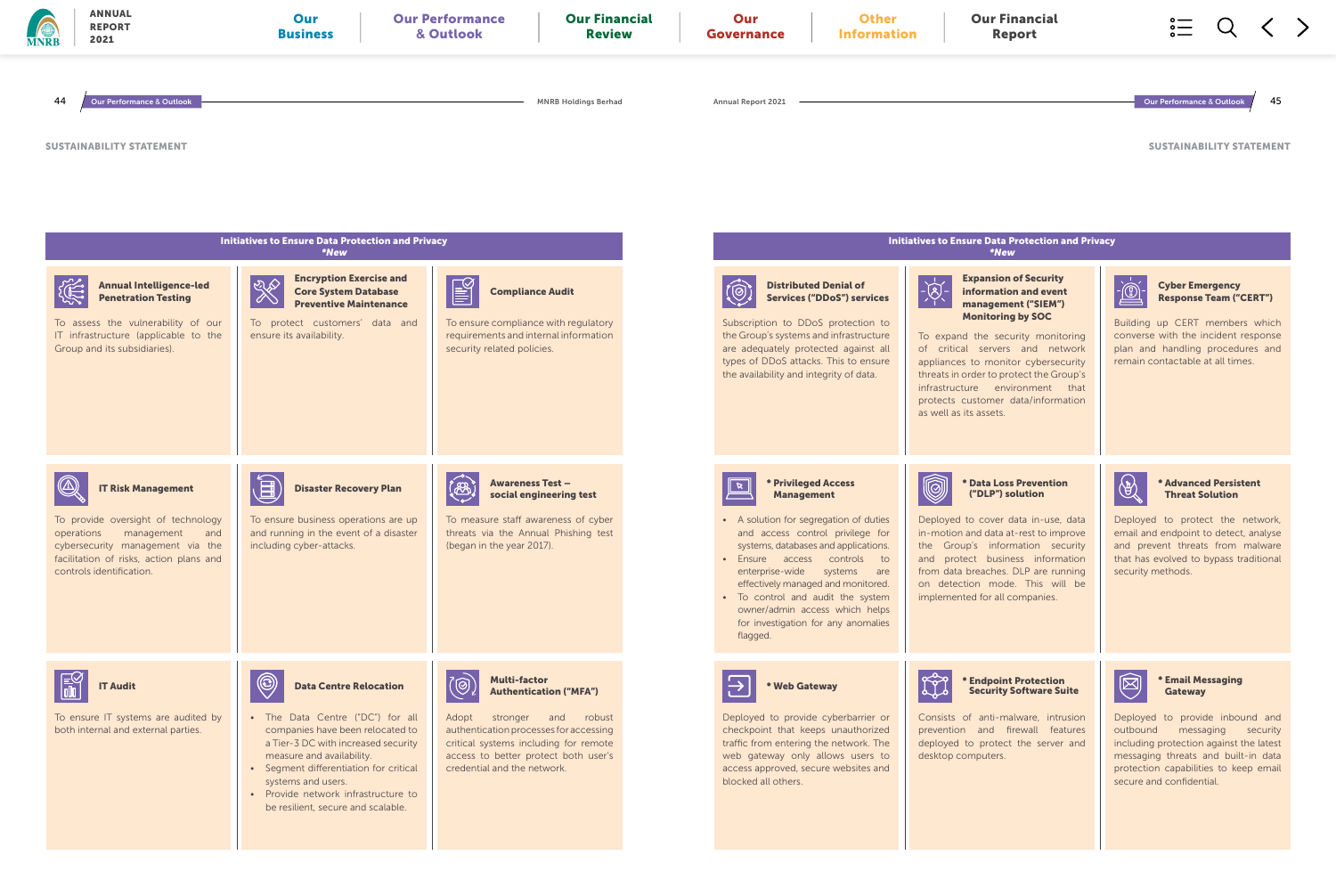SUSTAINABILITY STATEMENT

## Initiatives to Ensure Data Protection and Privacy

*New

### Annual Intelligence-led Penetration Testing

To assess the vulnerability of our IT infrastructure (applicable to the Group and its subsidiaries).

### Encryption Exercise and Core System Database Preventive Maintenance

To protect customers' data and ensure its availability.

### Compliance Audit

To ensure compliance with regulatory requirements and internal information security related policies.

### IT Risk Management

To provide oversight of technology operations management and cybersecurity management via the facilitation of risks, action plans and controls identification.

### Disaster Recovery Plan

To ensure business operations are up and running in the event of a disaster including cyber-attacks.

### Awareness Test – social engineering test

To measure staff awareness of cyber threats via the Annual Phishing test (began in the year 2017).

### IT Audit

To ensure IT systems are audited by both internal and external parties.

### Data Centre Relocation

- The Data Centre ("DC") for all companies have been relocated to a Tier-3 DC with increased security measure and availability.
- Segment differentiation for critical systems and users.
- Provide network infrastructure to be resilient, secure and scalable.

### Multi-factor Authentication ("MFA")

Adopt stronger and robust authentication processes for accessing critical systems including for remote access to better protect both user's credential and the network.

## Initiatives to Ensure Data Protection and Privacy

*New

### Distributed Denial of Services ("DDoS") services

Subscription to DDoS protection to the Group's systems and infrastructure are adequately protected against all types of DDoS attacks. This to ensure the availability and integrity of data.

### Expansion of Security information and event management ("SIEM") Monitoring by SOC

To expand the security monitoring of critical servers and network appliances to monitor cybersecurity threats in order to protect the Group's infrastructure environment that protects customer data/information as well as its assets.

### Cyber Emergency Response Team ("CERT")

Building up CERT members which converse with the incident response plan and handling procedures and remain contactable at all times.

### * Privileged Access Management

- A solution for segregation of duties and access control privilege for systems, databases and applications.
- Ensure access controls to enterprise-wide systems are effectively managed and monitored.
- To control and audit the system owner/admin access which helps for investigation for any anomalies flagged.

### * Data Loss Prevention ("DLP") solution

Deployed to cover data in-use, data in-motion and data at-rest to improve the Group's information security and protect business information from data breaches. DLP are running on detection mode. This will be implemented for all companies.

### * Advanced Persistent Threat Solution

Deployed to protect the network, email and endpoint to detect, analyse and prevent threats from malware that has evolved to bypass traditional security methods.

### * Web Gateway

Deployed to provide cyberbarrier or checkpoint that keeps unauthorized traffic from entering the network. The web gateway only allows users to access approved, secure websites and blocked all others.

### * Endpoint Protection Security Software Suite

Consists of anti-malware, intrusion prevention and firewall features deployed to protect the server and desktop computers.

### * Email Messaging Gateway

Deployed to provide inbound and outbound messaging security including protection against the latest messaging threats and built-in data protection capabilities to keep email secure and confidential.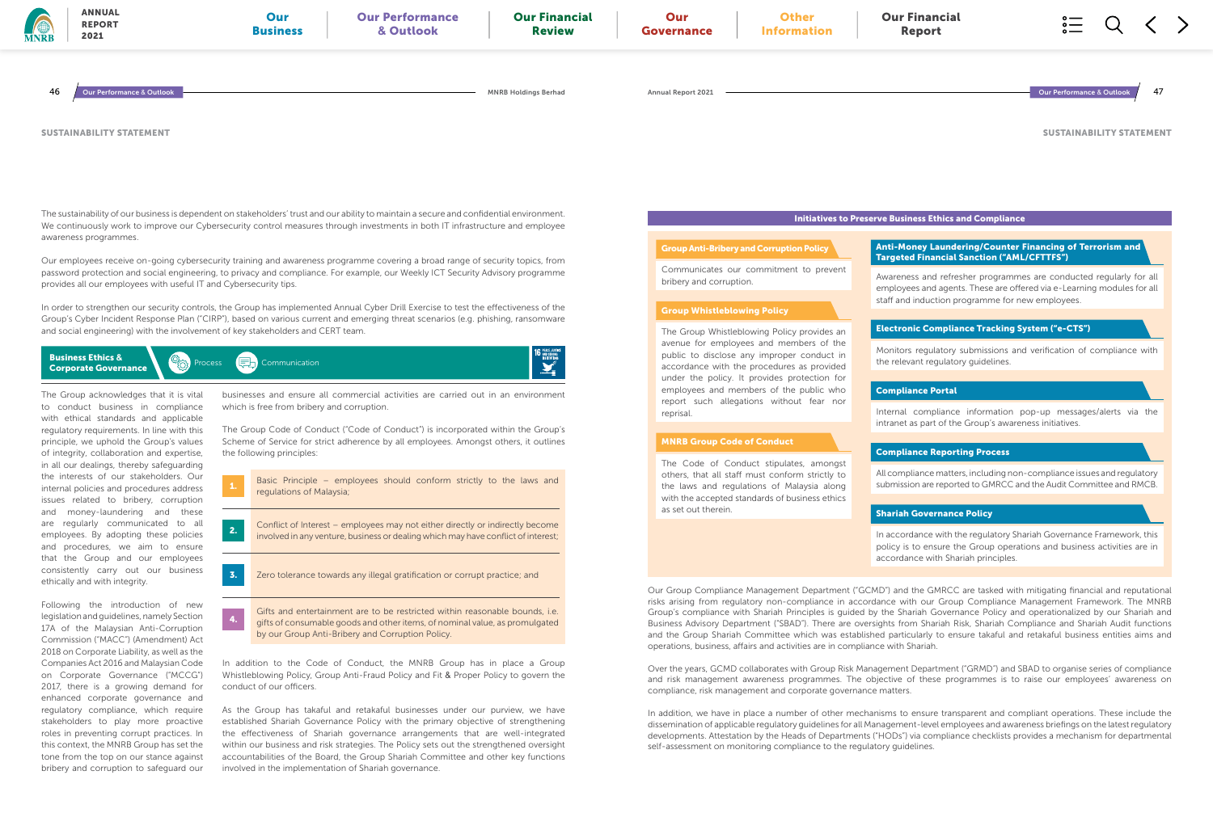## SUSTAINABILITY STATEMENT

The sustainability of our business is dependent on stakeholders' trust and our ability to maintain a secure and confidential environment. We continuously work to improve our Cybersecurity control measures through investments in both IT infrastructure and employee awareness programmes.

Our employees receive on-going cybersecurity training and awareness programme covering a broad range of security topics, from password protection and social engineering, to privacy and compliance. For example, our Weekly ICT Security Advisory programme provides all our employees with useful IT and Cybersecurity tips.

In order to strengthen our security controls, the Group has implemented Annual Cyber Drill Exercise to test the effectiveness of the Group's Cyber Incident Response Plan ("CIRP"), based on various current and emerging threat scenarios (e.g. phishing, ransomware and social engineering) with the involvement of key stakeholders and CERT team.

### Business Ethics & Corporate Governance

Process | Communication

The Group acknowledges that it is vital to conduct business in compliance with ethical standards and applicable regulatory requirements. In line with this principle, we uphold the Group's values of integrity, collaboration and expertise, in all our dealings, thereby safeguarding the interests of our stakeholders. Our internal policies and procedures address issues related to bribery, corruption and money-laundering and these are regularly communicated to all employees. By adopting these policies and procedures, we aim to ensure that the Group and our employees consistently carry out our business ethically and with integrity.

Following the introduction of new legislation and guidelines, namely Section 17A of the Malaysian Anti-Corruption Commission ("MACC") (Amendment) Act 2018 on Corporate Liability, as well as the Companies Act 2016 and Malaysian Code on Corporate Governance ("MCCG") 2017, there is a growing demand for enhanced corporate governance and regulatory compliance, which require stakeholders to play more proactive roles in preventing corrupt practices. In this context, the MNRB Group has set the tone from the top on our stance against bribery and corruption to safeguard our businesses and ensure all commercial activities are carried out in an environment which is free from bribery and corruption.

The Group Code of Conduct ("Code of Conduct") is incorporated within the Group's Scheme of Service for strict adherence by all employees. Amongst others, it outlines the following principles:

1. Basic Principle – employees should conform strictly to the laws and regulations of Malaysia;
2. Conflict of Interest – employees may not either directly or indirectly become involved in any venture, business or dealing which may have conflict of interest;
3. Zero tolerance towards any illegal gratification or corrupt practice; and
4. Gifts and entertainment are to be restricted within reasonable bounds, i.e. gifts of consumable goods and other items, of nominal value, as promulgated by our Group Anti-Bribery and Corruption Policy.

In addition to the Code of Conduct, the MNRB Group has in place a Group Whistleblowing Policy, Group Anti-Fraud Policy and Fit & Proper Policy to govern the conduct of our officers.

As the Group has takaful and retakaful businesses under our purview, we have established Shariah Governance Policy with the primary objective of strengthening the effectiveness of Shariah governance arrangements that are well-integrated within our business and risk strategies. The Policy sets out the strengthened oversight accountabilities of the Board, the Group Shariah Committee and other key functions involved in the implementation of Shariah governance.

### Initiatives to Preserve Business Ethics and Compliance

**Group Anti-Bribery and Corruption Policy**

Communicates our commitment to prevent bribery and corruption.

**Group Whistleblowing Policy**

The Group Whistleblowing Policy provides an avenue for employees and members of the public to disclose any improper conduct in accordance with the procedures as provided under the policy. It provides protection for employees and members of the public who report such allegations without fear nor reprisal.

**MNRB Group Code of Conduct**

The Code of Conduct stipulates, amongst others, that all staff must conform strictly to the laws and regulations of Malaysia along with the accepted standards of business ethics as set out therein.

**Anti-Money Laundering/Counter Financing of Terrorism and Targeted Financial Sanction ("AML/CFTTFS")**

Awareness and refresher programmes are conducted regularly for all employees and agents. These are offered via e-Learning modules for all staff and induction programme for new employees.

**Electronic Compliance Tracking System ("e-CTS")**

Monitors regulatory submissions and verification of compliance with the relevant regulatory guidelines.

**Compliance Portal**

Internal compliance information pop-up messages/alerts via the intranet as part of the Group's awareness initiatives.

**Compliance Reporting Process**

All compliance matters, including non-compliance issues and regulatory submission are reported to GMRCC and the Audit Committee and RMCB.

**Shariah Governance Policy**

In accordance with the regulatory Shariah Governance Framework, this policy is to ensure the Group operations and business activities are in accordance with Shariah principles.

Our Group Compliance Management Department ("GCMD") and the GMRCC are tasked with mitigating financial and reputational risks arising from regulatory non-compliance in accordance with our Group Compliance Management Framework. The MNRB Group's compliance with Shariah Principles is guided by the Shariah Governance Policy and operationalized by our Shariah and Business Advisory Department ("SBAD"). There are oversights from Shariah Risk, Shariah Compliance and Shariah Audit functions and the Group Shariah Committee which was established particularly to ensure takaful and retakaful business entities aims and operations, business, affairs and activities are in compliance with Shariah.

Over the years, GCMD collaborates with Group Risk Management Department ("GRMD") and SBAD to organise series of compliance and risk management awareness programmes. The objective of these programmes is to raise our employees' awareness on compliance, risk management and corporate governance matters.

In addition, we have in place a number of other mechanisms to ensure transparent and compliant operations. These include the dissemination of applicable regulatory guidelines for all Management-level employees and awareness briefings on the latest regulatory developments. Attestation by the Heads of Departments ("HODs") via compliance checklists provides a mechanism for departmental self-assessment on monitoring compliance to the regulatory guidelines.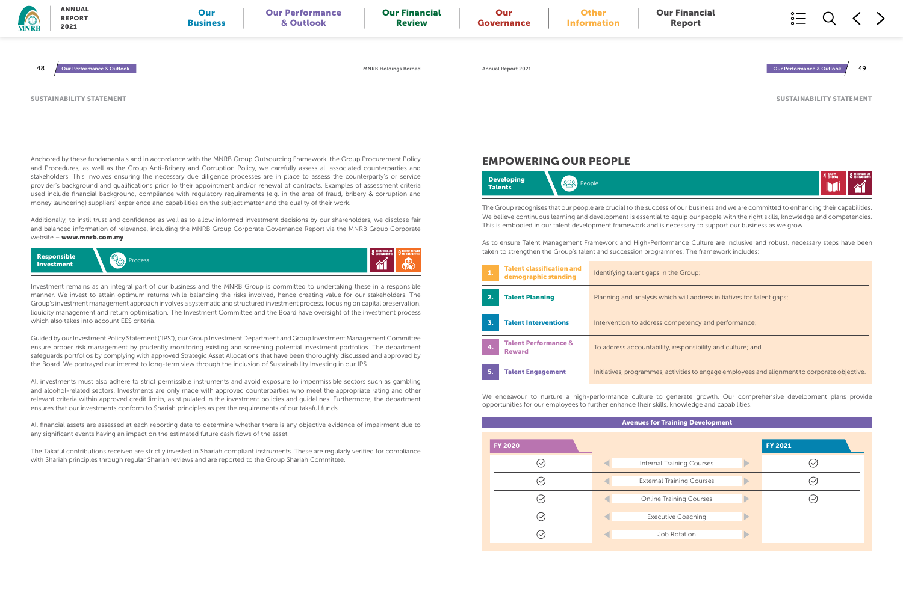SUSTAINABILITY STATEMENT

Anchored by these fundamentals and in accordance with the MNRB Group Outsourcing Framework, the Group Procurement Policy and Procedures, as well as the Group Anti-Bribery and Corruption Policy, we carefully assess all associated counterparties and stakeholders. This involves ensuring the necessary due diligence processes are in place to assess the counterparty's or service provider's background and qualifications prior to their appointment and/or renewal of contracts. Examples of assessment criteria used include financial background, compliance with regulatory requirements (e.g. in the area of fraud, bribery & corruption and money laundering) suppliers' experience and capabilities on the subject matter and the quality of their work.

Additionally, to instil trust and confidence as well as to allow informed investment decisions by our shareholders, we disclose fair and balanced information of relevance, including the MNRB Group Corporate Governance Report via the MNRB Group Corporate website – **www.mnrb.com.my**.

**Responsible Investment** | Process

Investment remains as an integral part of our business and the MNRB Group is committed to undertaking these in a responsible manner. We invest to attain optimum returns while balancing the risks involved, hence creating value for our stakeholders. The Group's investment management approach involves a systematic and structured investment process, focusing on capital preservation, liquidity management and return optimisation. The Investment Committee and the Board have oversight of the investment process which also takes into account EES criteria.

Guided by our Investment Policy Statement ("IPS"), our Group Investment Department and Group Investment Management Committee ensure proper risk management by prudently monitoring existing and screening potential investment portfolios. The department safeguards portfolios by complying with approved Strategic Asset Allocations that have been thoroughly discussed and approved by the Board. We portrayed our interest to long-term view through the inclusion of Sustainability Investing in our IPS.

All investments must also adhere to strict permissible instruments and avoid exposure to impermissible sectors such as gambling and alcohol-related sectors. Investments are only made with approved counterparties who meet the appropriate rating and other relevant criteria within approved credit limits, as stipulated in the investment policies and guidelines. Furthermore, the department ensures that our investments conform to Shariah principles as per the requirements of our takaful funds.

All financial assets are assessed at each reporting date to determine whether there is any objective evidence of impairment due to any significant events having an impact on the estimated future cash flows of the asset.

The Takaful contributions received are strictly invested in Shariah compliant instruments. These are regularly verified for compliance with Shariah principles through regular Shariah reviews and are reported to the Group Shariah Committee.

## EMPOWERING OUR PEOPLE

**Developing Talents** | People

The Group recognises that our people are crucial to the success of our business and we are committed to enhancing their capabilities. We believe continuous learning and development is essential to equip our people with the right skills, knowledge and competencies. This is embodied in our talent development framework and is necessary to support our business as we grow.

As to ensure Talent Management Framework and High-Performance Culture are inclusive and robust, necessary steps have been taken to strengthen the Group's talent and succession programmes. The framework includes:

| | | |
|---|---|---|
| 1. | **Talent classification and demographic standing** | Identifying talent gaps in the Group; |
| 2. | **Talent Planning** | Planning and analysis which will address initiatives for talent gaps; |
| 3. | **Talent Interventions** | Intervention to address competency and performance; |
| 4. | **Talent Performance & Reward** | To address accountability, responsibility and culture; and |
| 5. | **Talent Engagement** | Initiatives, programmes, activities to engage employees and alignment to corporate objective. |

We endeavour to nurture a high-performance culture to generate growth. Our comprehensive development plans provide opportunities for our employees to further enhance their skills, knowledge and capabilities.

**Avenues for Training Development**

| FY 2020 | | FY 2021 |
|---|---|---|
| ✓ | Internal Training Courses | ✓ |
| ✓ | External Training Courses | ✓ |
| ✓ | Online Training Courses | ✓ |
| ✓ | Executive Coaching | |
| ✓ | Job Rotation | |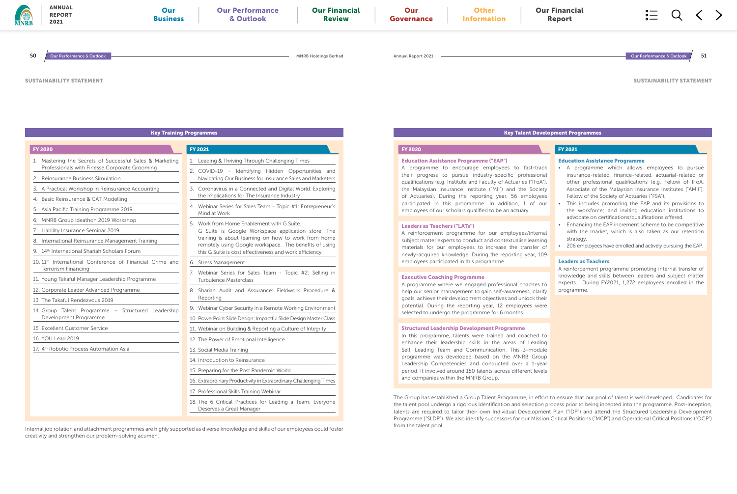## SUSTAINABILITY STATEMENT

### Key Training Programmes

| FY 2020 | FY 2021 |
|---|---|
| 1. Mastering the Secrets of Successful Sales & Marketing Professionals with Finesse Corporate Grooming | 1. Leading & Thriving Through Challenging Times |
| 2. Reinsurance Business Simulation | 2. COVID-19 - Identifying Hidden Opportunities and Navigating Our Business for Insurance Sales and Marketers |
| 3. A Practical Workshop in Reinsurance Accounting | 3. Coronavirus in a Connected and Digital World. Exploring the Implications for The Insurance Industry |
| 4. Basic Reinsurance & CAT Modelling | 4. Webinar Series for Sales Team - Topic #1: Entrepreneur's Mind at Work |
| 5. Asia Pacific Training Programme 2019 | 5. Work from Home Enablement with G Suite. G Suite is Google Workspace application store. The training is about learning on how to work from home remotely using Google workspace. The benefits of using this G Suite is cost effectiveness and work efficiency. |
| 6. MNRB Group Ideathon 2019 Workshop | 6. Stress Management |
| 7. Liability Insurance Seminar 2019 | 7. Webinar Series for Sales Team - Topic #2: Selling in Turbulence Masterclass |
| 8. International Reinsurance Management Training | 8. Shariah Audit and Assurance: Fieldwork Procedure & Reporting |
| 9. 14th International Shariah Scholars Forum | 9. Webinar Cyber Security in a Remote Working Environment |
| 10. 11th International Conference of Financial Crime and Terrorism Financing | 10. PowerPoint Slide Design: Impactful Slide Design Master Class |
| 11. Young Takaful Manager Leadership Programme | 11. Webinar on Building & Reporting a Culture of Integrity |
| 12. Corporate Leader Advanced Programme | 12. The Power of Emotional Intelligence |
| 13. The Takaful Rendezvous 2019 | 13. Social Media Training |
| 14. Group Talent Programme – Structured Leadership Development Programme | 14. Introduction to Reinsurance |
| 15. Excellent Customer Service | 15. Preparing for the Post Pandemic World |
| 16. YOU Lead 2019 | 16. Extraordinary Productivity in Extraordinary Challenging Times |
| 17. 4th Robotic Process Automation Asia | 17. Professional Skills Training Webinar |
| | 18. The 6 Critical Practices for Leading a Team: Everyone Deserves a Great Manager |

Internal job rotation and attachment programmes are highly supported as diverse knowledge and skills of our employees could foster creativity and strengthen our problem-solving acumen.

### Key Talent Development Programmes

#### FY 2020

**Education Assistance Programme ("EAP")**

A programme to encourage employees to fast-track their progress to pursue industry-specific professional qualifications (e.g. Institute and Faculty of Actuaries ("IFoA"), the Malaysian Insurance Institute ("MII") and the Society of Actuaries). During the reporting year, 56 employees participated in this programme. In addition, 1 of our employees of our scholars qualified to be an actuary.

**Leaders as Teachers ("LATs")**

A reinforcement programme for our employees/internal subject matter experts to conduct and contextualise learning materials for our employees to increase the transfer of newly-acquired knowledge. During the reporting year, 109 employees participated in this programme.

**Executive Coaching Programme**

A programme where we engaged professional coaches to help our senior management to gain self-awareness, clarify goals, achieve their development objectives and unlock their potential. During the reporting year, 12 employees were selected to undergo the programme for 6 months.

**Structured Leadership Development Programme**

In this programme, talents were trained and coached to enhance their leadership skills in the areas of Leading Self, Leading Team and Communication. This 3-module programme was developed based on the MNRB Group Leadership Competencies and conducted over a 1-year period. It involved around 150 talents across different levels and companies within the MNRB Group.

#### FY 2021

**Education Assistance Programme**

- A programme which allows employees to pursue insurance-related, finance-related, actuarial-related or other professional qualifications (e.g. Fellow of IFoA, Associate of the Malaysian Insurance Institutes ("AMII"), Fellow of the Society of Actuaries ("FSA").
- This includes promoting the EAP and its provisions to the workforce; and inviting education institutions to advocate on certifications/qualifications offered.
- Enhancing the EAP increment scheme to be competitive with the market, which is also taken as our retention strategy.
- 206 employees have enrolled and actively pursuing the EAP.

**Leaders as Teachers**

A reinforcement programme promoting internal transfer of knowledge and skills between leaders and subject matter experts. During FY2021, 1,272 employees enrolled in the programme.

The Group has established a Group Talent Programme, in effort to ensure that our pool of talent is well developed. Candidates for the talent pool undergo a rigorous identification and selection process prior to being incepted into the programme. Post-inception, talents are required to tailor their own Individual Development Plan ("IDP") and attend the Structured Leadership Development Programme ("SLDP"). We also identify successors for our Mission Critical Positions ("MCP") and Operational Critical Positions ("OCP") from the talent pool.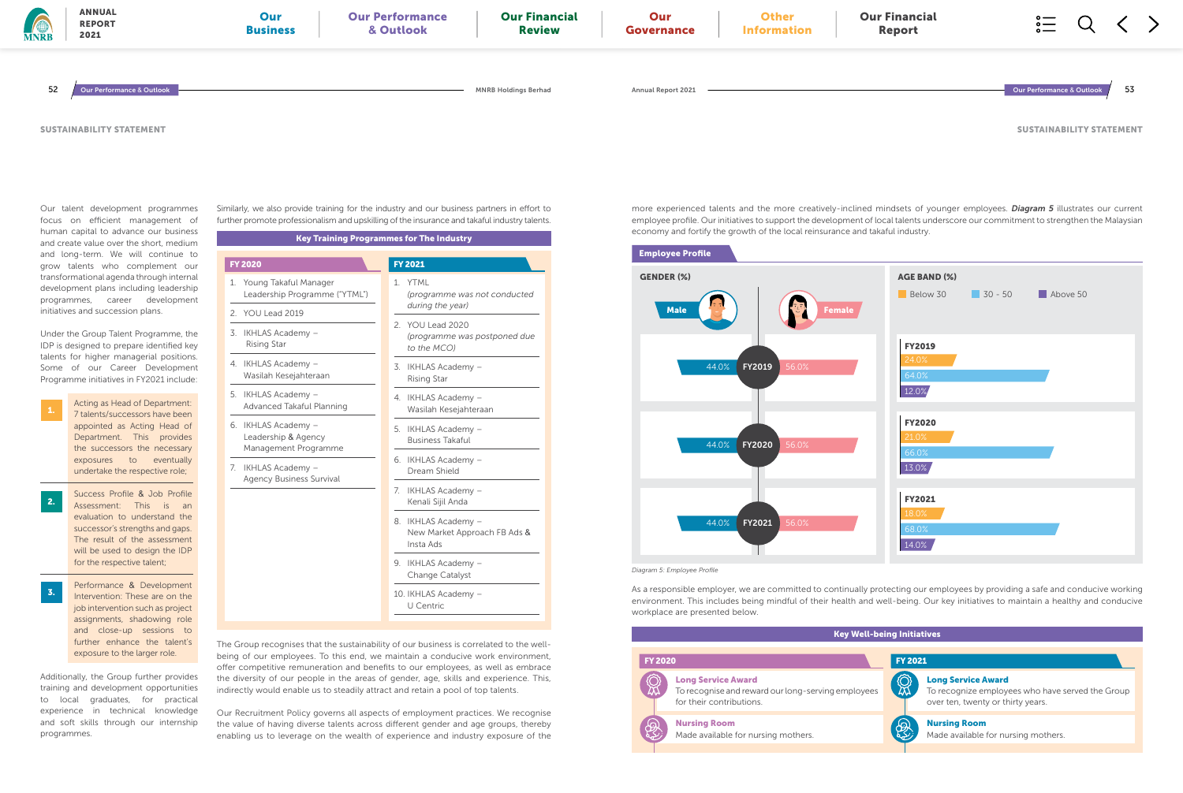## SUSTAINABILITY STATEMENT

Our talent development programmes focus on efficient management of human capital to advance our business and create value over the short, medium and long-term. We will continue to grow talents who complement our transformational agenda through internal development plans including leadership programmes, career development initiatives and succession plans.

Under the Group Talent Programme, the IDP is designed to prepare identified key talents for higher managerial positions. Some of our Career Development Programme initiatives in FY2021 include:

1. Acting as Head of Department: 7 talents/successors have been appointed as Acting Head of Department. This provides the successors the necessary exposures to eventually undertake the respective role;
2. Success Profile & Job Profile Assessment: This is an evaluation to understand the successor's strengths and gaps. The result of the assessment will be used to design the IDP for the respective talent;
3. Performance & Development Intervention: These are on the job intervention such as project assignments, shadowing role and close-up sessions to further enhance the talent's exposure to the larger role.

Additionally, the Group further provides training and development opportunities to local graduates, for practical experience in technical knowledge and soft skills through our internship programmes.

Similarly, we also provide training for the industry and our business partners in effort to further promote professionalism and upskilling of the insurance and takaful industry talents.

### Key Training Programmes for The Industry

| FY 2020 | FY 2021 |
|---|---|
| 1. Young Takaful Manager Leadership Programme ("YTML") | 1. YTML *(programme was not conducted during the year)* |
| 2. YOU Lead 2019 | 2. YOU Lead 2020 *(programme was postponed due to the MCO)* |
| 3. IKHLAS Academy – Rising Star | 3. IKHLAS Academy – Rising Star |
| 4. IKHLAS Academy – Wasilah Kesejahteraan | 4. IKHLAS Academy – Wasilah Kesejahteraan |
| 5. IKHLAS Academy – Advanced Takaful Planning | 5. IKHLAS Academy – Business Takaful |
| 6. IKHLAS Academy – Leadership & Agency Management Programme | 6. IKHLAS Academy – Dream Shield |
| 7. IKHLAS Academy – Agency Business Survival | 7. IKHLAS Academy – Kenali Sijil Anda |
| | 8. IKHLAS Academy – New Market Approach FB Ads & Insta Ads |
| | 9. IKHLAS Academy – Change Catalyst |
| | 10. IKHLAS Academy – U Centric |

The Group recognises that the sustainability of our business is correlated to the well-being of our employees. To this end, we maintain a conducive work environment, offer competitive remuneration and benefits to our employees, as well as embrace the diversity of our people in the areas of gender, age, skills and experience. This, indirectly would enable us to steadily attract and retain a pool of top talents.

Our Recruitment Policy governs all aspects of employment practices. We recognise the value of having diverse talents across different gender and age groups, thereby enabling us to leverage on the wealth of experience and industry exposure of the more experienced talents and the more creatively-inclined mindsets of younger employees. ***Diagram 5*** illustrates our current employee profile. Our initiatives to support the development of local talents underscore our commitment to strengthen the Malaysian economy and fortify the growth of the local reinsurance and takaful industry.

### Employee Profile

**GENDER (%)**

| | Male | Female |
|---|---|---|
| FY2019 | 44.0% | 56.0% |
| FY2020 | 44.0% | 56.0% |
| FY2021 | 44.0% | 56.0% |

**AGE BAND (%)**

| | Below 30 | 30 - 50 | Above 50 |
|---|---|---|---|
| FY2019 | 24.0% | 64.0% | 12.0% |
| FY2020 | 21.0% | 66.0% | 13.0% |
| FY2021 | 18.0% | 68.0% | 14.0% |

*Diagram 5: Employee Profile*

As a responsible employer, we are committed to continually protecting our employees by providing a safe and conducive working environment. This includes being mindful of their health and well-being. Our key initiatives to maintain a healthy and conducive workplace are presented below.

### Key Well-being Initiatives

| FY 2020 | FY 2021 |
|---|---|
| **Long Service Award** To recognise and reward our long-serving employees for their contributions. | **Long Service Award** To recognize employees who have served the Group over ten, twenty or thirty years. |
| **Nursing Room** Made available for nursing mothers. | **Nursing Room** Made available for nursing mothers. |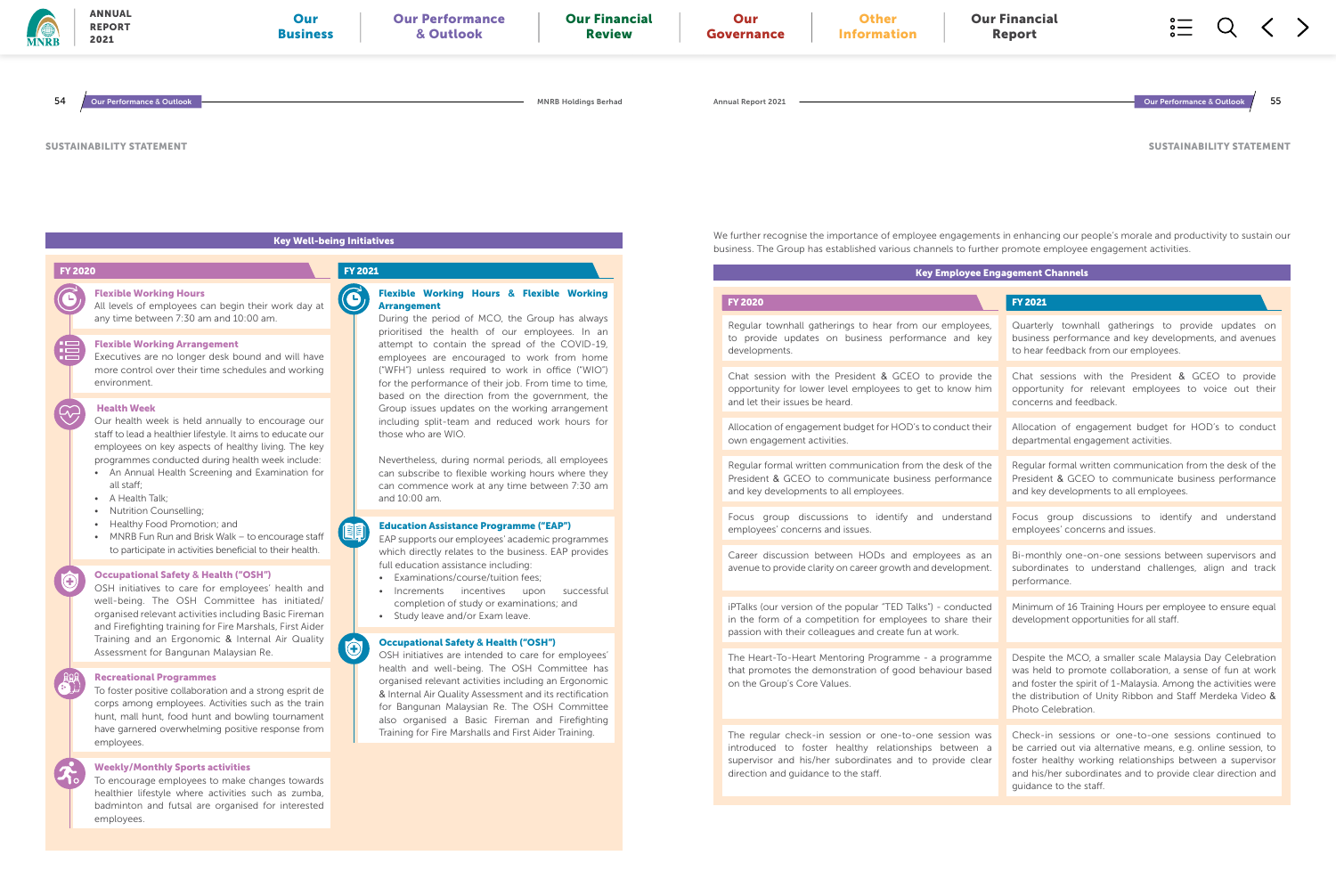## SUSTAINABILITY STATEMENT

### Key Well-being Initiatives

#### FY 2020

**Flexible Working Hours**
All levels of employees can begin their work day at any time between 7:30 am and 10:00 am.

**Flexible Working Arrangement**
Executives are no longer desk bound and will have more control over their time schedules and working environment.

**Health Week**
Our health week is held annually to encourage our staff to lead a healthier lifestyle. It aims to educate our employees on key aspects of healthy living. The key programmes conducted during health week include:

- An Annual Health Screening and Examination for all staff;
- A Health Talk;
- Nutrition Counselling;
- Healthy Food Promotion; and
- MNRB Fun Run and Brisk Walk – to encourage staff to participate in activities beneficial to their health.

**Occupational Safety & Health ("OSH")**
OSH initiatives to care for employees' health and well-being. The OSH Committee has initiated/ organised relevant activities including Basic Fireman and Firefighting training for Fire Marshals, First Aider Training and an Ergonomic & Internal Air Quality Assessment for Bangunan Malaysian Re.

**Recreational Programmes**
To foster positive collaboration and a strong esprit de corps among employees. Activities such as the train hunt, mall hunt, food hunt and bowling tournament have garnered overwhelming positive response from employees.

**Weekly/Monthly Sports activities**
To encourage employees to make changes towards healthier lifestyle where activities such as zumba, badminton and futsal are organised for interested employees.

#### FY 2021

**Flexible Working Hours & Flexible Working Arrangement**
During the period of MCO, the Group has always prioritised the health of our employees. In an attempt to contain the spread of the COVID-19, employees are encouraged to work from home ("WFH") unless required to work in office ("WIO") for the performance of their job. From time to time, based on the direction from the government, the Group issues updates on the working arrangement including split-team and reduced work hours for those who are WIO.

Nevertheless, during normal periods, all employees can subscribe to flexible working hours where they can commence work at any time between 7:30 am and 10:00 am.

**Education Assistance Programme ("EAP")**
EAP supports our employees' academic programmes which directly relates to the business. EAP provides full education assistance including:

- Examinations/course/tuition fees;
- Increments incentives upon successful completion of study or examinations; and
- Study leave and/or Exam leave.

**Occupational Safety & Health ("OSH")**
OSH initiatives are intended to care for employees' health and well-being. The OSH Committee has organised relevant activities including an Ergonomic & Internal Air Quality Assessment and its rectification for Bangunan Malaysian Re. The OSH Committee also organised a Basic Fireman and Firefighting Training for Fire Marshalls and First Aider Training.

We further recognise the importance of employee engagements in enhancing our people's morale and productivity to sustain our business. The Group has established various channels to further promote employee engagement activities.

### Key Employee Engagement Channels

| FY 2020 | FY 2021 |
|---|---|
| Regular townhall gatherings to hear from our employees, to provide updates on business performance and key developments. | Quarterly townhall gatherings to provide updates on business performance and key developments, and avenues to hear feedback from our employees. |
| Chat session with the President & GCEO to provide the opportunity for lower level employees to get to know him and let their issues be heard. | Chat sessions with the President & GCEO to provide opportunity for relevant employees to voice out their concerns and feedback. |
| Allocation of engagement budget for HOD's to conduct their own engagement activities. | Allocation of engagement budget for HOD's to conduct departmental engagement activities. |
| Regular formal written communication from the desk of the President & GCEO to communicate business performance and key developments to all employees. | Regular formal written communication from the desk of the President & GCEO to communicate business performance and key developments to all employees. |
| Focus group discussions to identify and understand employees' concerns and issues. | Focus group discussions to identify and understand employees' concerns and issues. |
| Career discussion between HODs and employees as an avenue to provide clarity on career growth and development. | Bi-monthly one-on-one sessions between supervisors and subordinates to understand challenges, align and track performance. |
| iPTalks (our version of the popular "TED Talks") - conducted in the form of a competition for employees to share their passion with their colleagues and create fun at work. | Minimum of 16 Training Hours per employee to ensure equal development opportunities for all staff. |
| The Heart-To-Heart Mentoring Programme - a programme that promotes the demonstration of good behaviour based on the Group's Core Values. | Despite the MCO, a smaller scale Malaysia Day Celebration was held to promote collaboration, a sense of fun at work and foster the spirit of 1-Malaysia. Among the activities were the distribution of Unity Ribbon and Staff Merdeka Video & Photo Celebration. |
| The regular check-in session or one-to-one session was introduced to foster healthy relationships between a supervisor and his/her subordinates and to provide clear direction and guidance to the staff. | Check-in sessions or one-to-one sessions continued to be carried out via alternative means, e.g. online session, to foster healthy working relationships between a supervisor and his/her subordinates and to provide clear direction and guidance to the staff. |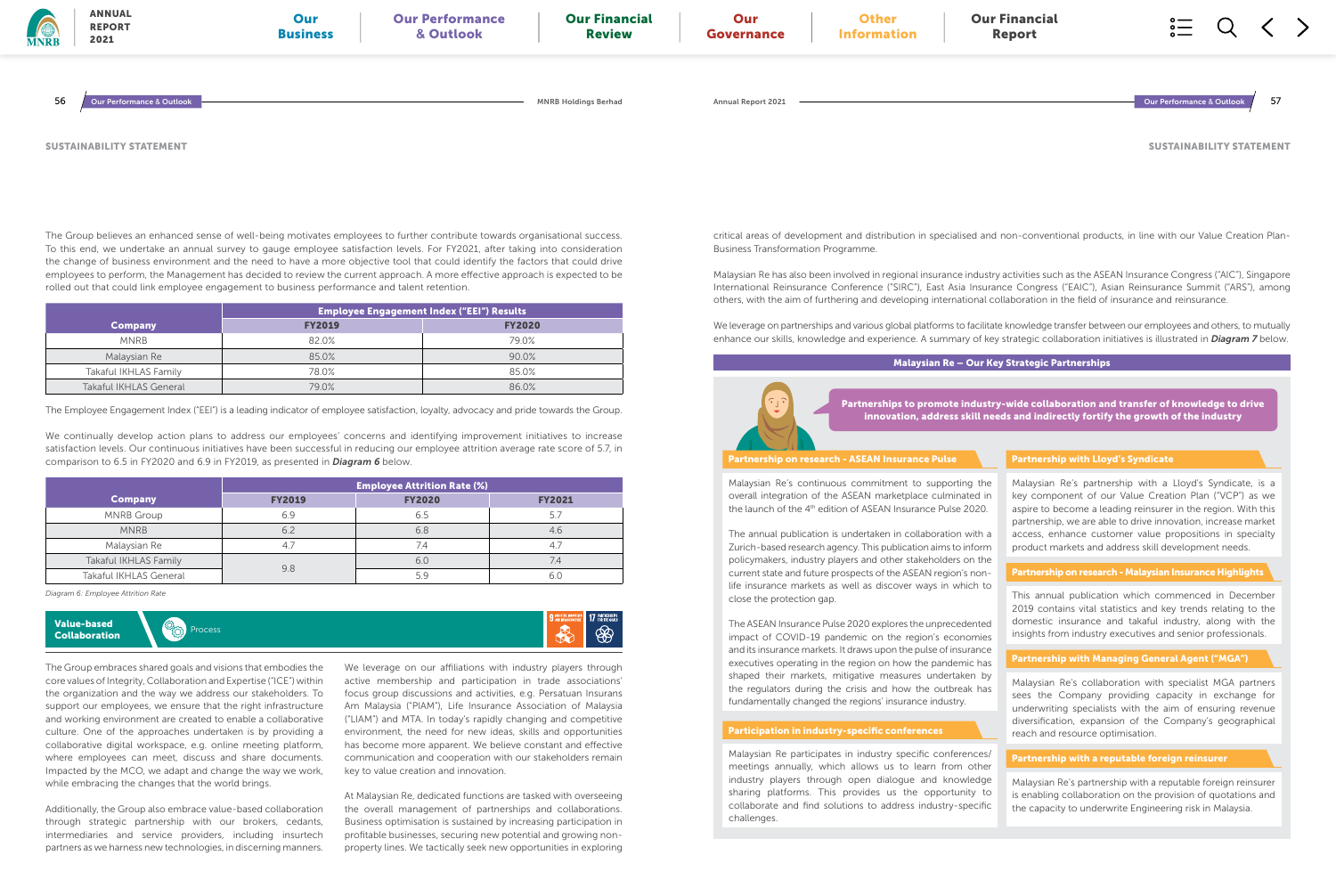## SUSTAINABILITY STATEMENT

The Group believes an enhanced sense of well-being motivates employees to further contribute towards organisational success. To this end, we undertake an annual survey to gauge employee satisfaction levels. For FY2021, after taking into consideration the change of business environment and the need to have a more objective tool that could identify the factors that could drive employees to perform, the Management has decided to review the current approach. A more effective approach is expected to be rolled out that could link employee engagement to business performance and talent retention.

| Company | Employee Engagement Index ("EEI") Results | |
|---|---|---|
| | FY2019 | FY2020 |
| MNRB | 82.0% | 79.0% |
| Malaysian Re | 85.0% | 90.0% |
| Takaful IKHLAS Family | 78.0% | 85.0% |
| Takaful IKHLAS General | 79.0% | 86.0% |

The Employee Engagement Index ("EEI") is a leading indicator of employee satisfaction, loyalty, advocacy and pride towards the Group.

We continually develop action plans to address our employees' concerns and identifying improvement initiatives to increase satisfaction levels. Our continuous initiatives have been successful in reducing our employee attrition average rate score of 5.7, in comparison to 6.5 in FY2020 and 6.9 in FY2019, as presented in ***Diagram 6*** below.

| Company | Employee Attrition Rate (%) | | |
|---|---|---|---|
| | FY2019 | FY2020 | FY2021 |
| MNRB Group | 6.9 | 6.5 | 5.7 |
| MNRB | 6.2 | 6.8 | 4.6 |
| Malaysian Re | 4.7 | 7.4 | 4.7 |
| Takaful IKHLAS Family | 9.8 | 6.0 | 7.4 |
| Takaful IKHLAS General | | 5.9 | 6.0 |

*Diagram 6: Employee Attrition Rate*

### Value-based Collaboration

Process

The Group embraces shared goals and visions that embodies the core values of Integrity, Collaboration and Expertise ("ICE") within the organization and the way we address our stakeholders. To support our employees, we ensure that the right infrastructure and working environment are created to enable a collaborative culture. One of the approaches undertaken is by providing a collaborative digital workspace, e.g. online meeting platform, where employees can meet, discuss and share documents. Impacted by the MCO, we adapt and change the way we work, while embracing the changes that the world brings.

Additionally, the Group also embrace value-based collaboration through strategic partnership with our brokers, cedants, intermediaries and service providers, including insurtech partners as we harness new technologies, in discerning manners.

We leverage on our affiliations with industry players through active membership and participation in trade associations' focus group discussions and activities, e.g. Persatuan Insurans Am Malaysia ("PIAM"), Life Insurance Association of Malaysia ("LIAM") and MTA. In today's rapidly changing and competitive environment, the need for new ideas, skills and opportunities has become more apparent. We believe constant and effective communication and cooperation with our stakeholders remain key to value creation and innovation.

At Malaysian Re, dedicated functions are tasked with overseeing the overall management of partnerships and collaborations. Business optimisation is sustained by increasing participation in profitable businesses, securing new potential and growing non-property lines. We tactically seek new opportunities in exploring critical areas of development and distribution in specialised and non-conventional products, in line with our Value Creation Plan-Business Transformation Programme.

Malaysian Re has also been involved in regional insurance industry activities such as the ASEAN Insurance Congress ("AIC"), Singapore International Reinsurance Conference ("SIRC"), East Asia Insurance Congress ("EAIC"), Asian Reinsurance Summit ("ARS"), among others, with the aim of furthering and developing international collaboration in the field of insurance and reinsurance.

We leverage on partnerships and various global platforms to facilitate knowledge transfer between our employees and others, to mutually enhance our skills, knowledge and experience. A summary of key strategic collaboration initiatives is illustrated in ***Diagram 7*** below.

### Malaysian Re – Our Key Strategic Partnerships

**Partnerships to promote industry-wide collaboration and transfer of knowledge to drive innovation, address skill needs and indirectly fortify the growth of the industry**

**Partnership on research - ASEAN Insurance Pulse**

Malaysian Re's continuous commitment to supporting the overall integration of the ASEAN marketplace culminated in the launch of the 4th edition of ASEAN Insurance Pulse 2020.

The annual publication is undertaken in collaboration with a Zurich-based research agency. This publication aims to inform policymakers, industry players and other stakeholders on the current state and future prospects of the ASEAN region's non-life insurance markets as well as discover ways in which to close the protection gap.

The ASEAN Insurance Pulse 2020 explores the unprecedented impact of COVID-19 pandemic on the region's economies and its insurance markets. It draws upon the pulse of insurance executives operating in the region on how the pandemic has shaped their markets, mitigative measures undertaken by the regulators during the crisis and how the outbreak has fundamentally changed the regions' insurance industry.

**Participation in industry-specific conferences**

Malaysian Re participates in industry specific conferences/ meetings annually, which allows us to learn from other industry players through open dialogue and knowledge sharing platforms. This provides us the opportunity to collaborate and find solutions to address industry-specific challenges.

**Partnership with Lloyd's Syndicate**

Malaysian Re's partnership with a Lloyd's Syndicate, is a key component of our Value Creation Plan ("VCP") as we aspire to become a leading reinsurer in the region. With this partnership, we are able to drive innovation, increase market access, enhance customer value propositions in specialty product markets and address skill development needs.

**Partnership on research - Malaysian Insurance Highlights**

This annual publication which commenced in December 2019 contains vital statistics and key trends relating to the domestic insurance and takaful industry, along with the insights from industry executives and senior professionals.

**Partnership with Managing General Agent ("MGA")**

Malaysian Re's collaboration with specialist MGA partners sees the Company providing capacity in exchange for underwriting specialists with the aim of ensuring revenue diversification, expansion of the Company's geographical reach and resource optimisation.

**Partnership with a reputable foreign reinsurer**

Malaysian Re's partnership with a reputable foreign reinsurer is enabling collaboration on the provision of quotations and the capacity to underwrite Engineering risk in Malaysia.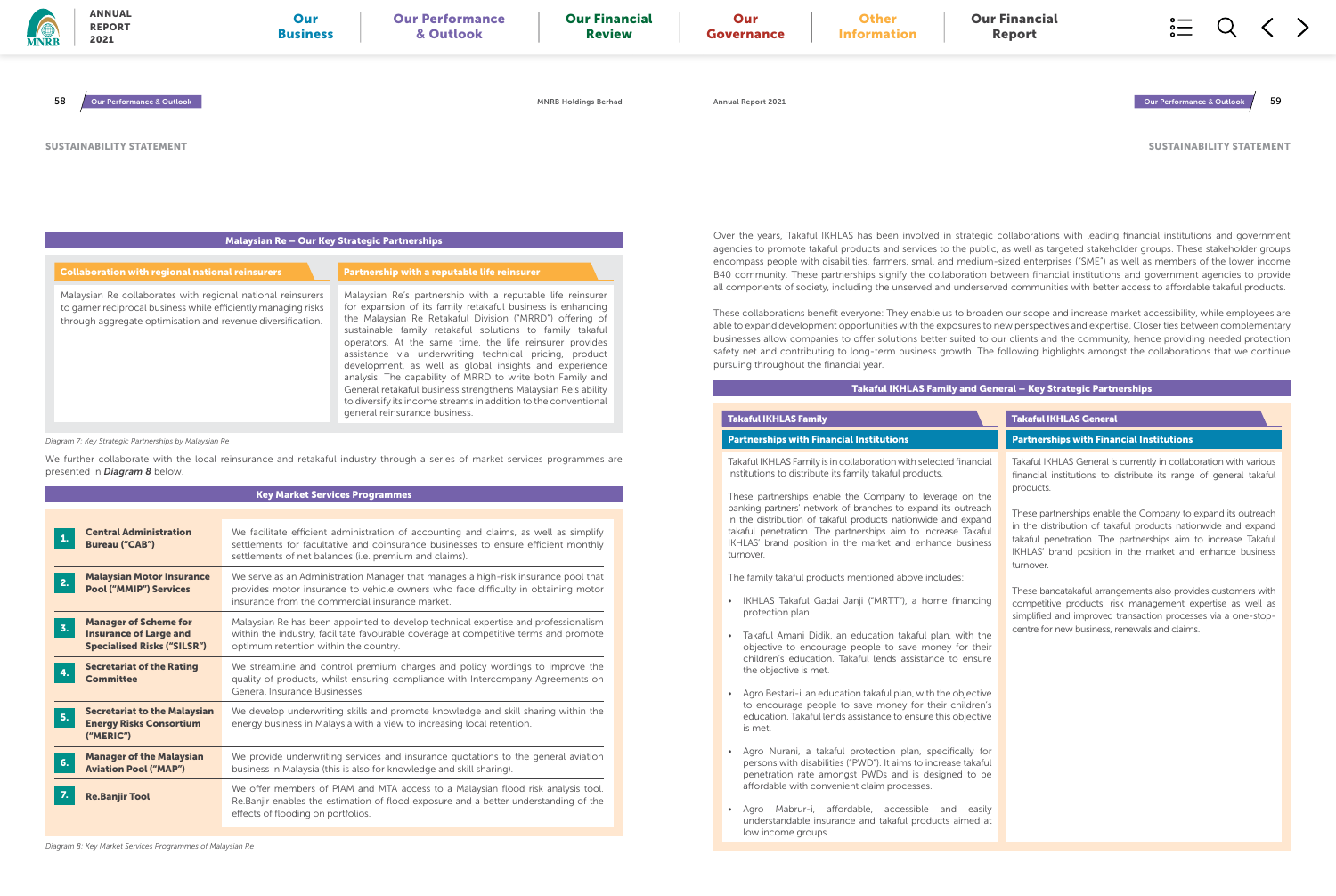SUSTAINABILITY STATEMENT

### Malaysian Re – Our Key Strategic Partnerships

| Collaboration with regional national reinsurers | Partnership with a reputable life reinsurer |
|---|---|
| Malaysian Re collaborates with regional national reinsurers to garner reciprocal business while efficiently managing risks through aggregate optimisation and revenue diversification. | Malaysian Re's partnership with a reputable life reinsurer for expansion of its family retakaful business is enhancing the Malaysian Re Retakaful Division ("MRRD") offering of sustainable family retakaful solutions to family takaful operators. At the same time, the life reinsurer provides assistance via underwriting technical pricing, product development, as well as global insights and experience analysis. The capability of MRRD to write both Family and General retakaful business strengthens Malaysian Re's ability to diversify its income streams in addition to the conventional general reinsurance business. |

*Diagram 7: Key Strategic Partnerships by Malaysian Re*

We further collaborate with the local reinsurance and retakaful industry through a series of market services programmes are presented in ***Diagram 8*** below.

### Key Market Services Programmes

| No. | Programme | Description |
|---|---|---|
| 1. | **Central Administration Bureau ("CAB")** | We facilitate efficient administration of accounting and claims, as well as simplify settlements for facultative and coinsurance businesses to ensure efficient monthly settlements of net balances (i.e. premium and claims). |
| 2. | **Malaysian Motor Insurance Pool ("MMIP") Services** | We serve as an Administration Manager that manages a high-risk insurance pool that provides motor insurance to vehicle owners who face difficulty in obtaining motor insurance from the commercial insurance market. |
| 3. | **Manager of Scheme for Insurance of Large and Specialised Risks ("SILSR")** | Malaysian Re has been appointed to develop technical expertise and professionalism within the industry, facilitate favourable coverage at competitive terms and promote optimum retention within the country. |
| 4. | **Secretariat of the Rating Committee** | We streamline and control premium charges and policy wordings to improve the quality of products, whilst ensuring compliance with Intercompany Agreements on General Insurance Businesses. |
| 5. | **Secretariat to the Malaysian Energy Risks Consortium ("MERIC")** | We develop underwriting skills and promote knowledge and skill sharing within the energy business in Malaysia with a view to increasing local retention. |
| 6. | **Manager of the Malaysian Aviation Pool ("MAP")** | We provide underwriting services and insurance quotations to the general aviation business in Malaysia (this is also for knowledge and skill sharing). |
| 7. | **Re.Banjir Tool** | We offer members of PIAM and MTA access to a Malaysian flood risk analysis tool. Re.Banjir enables the estimation of flood exposure and a better understanding of the effects of flooding on portfolios. |

*Diagram 8: Key Market Services Programmes of Malaysian Re*

Over the years, Takaful IKHLAS has been involved in strategic collaborations with leading financial institutions and government agencies to promote takaful products and services to the public, as well as targeted stakeholder groups. These stakeholder groups encompass people with disabilities, farmers, small and medium-sized enterprises ("SME") as well as members of the lower income B40 community. These partnerships signify the collaboration between financial institutions and government agencies to provide all components of society, including the unserved and underserved communities with better access to affordable takaful products.

These collaborations benefit everyone: They enable us to broaden our scope and increase market accessibility, while employees are able to expand development opportunities with the exposures to new perspectives and expertise. Closer ties between complementary businesses allow companies to offer solutions better suited to our clients and the community, hence providing needed protection safety net and contributing to long-term business growth. The following highlights amongst the collaborations that we continue pursuing throughout the financial year.

### Takaful IKHLAS Family and General – Key Strategic Partnerships

#### Takaful IKHLAS Family

**Partnerships with Financial Institutions**

Takaful IKHLAS Family is in collaboration with selected financial institutions to distribute its family takaful products.

These partnerships enable the Company to leverage on the banking partners' network of branches to expand its outreach in the distribution of takaful products nationwide and expand takaful penetration. The partnerships aim to increase Takaful IKHLAS' brand position in the market and enhance business turnover.

The family takaful products mentioned above includes:

- IKHLAS Takaful Gadai Janji ("MRTT"), a home financing protection plan.
- Takaful Amani Didik, an education takaful plan, with the objective to encourage people to save money for their children's education. Takaful lends assistance to ensure the objective is met.
- Agro Bestari-i, an education takaful plan, with the objective to encourage people to save money for their children's education. Takaful lends assistance to ensure this objective is met.
- Agro Nurani, a takaful protection plan, specifically for persons with disabilities ("PWD"). It aims to increase takaful penetration rate amongst PWDs and is designed to be affordable with convenient claim processes.
- Agro Mabrur-i, affordable, accessible and easily understandable insurance and takaful products aimed at low income groups.

#### Takaful IKHLAS General

**Partnerships with Financial Institutions**

Takaful IKHLAS General is currently in collaboration with various financial institutions to distribute its range of general takaful products.

These partnerships enable the Company to expand its outreach in the distribution of takaful products nationwide and expand takaful penetration. The partnerships aim to increase Takaful IKHLAS' brand position in the market and enhance business turnover.

These bancatakaful arrangements also provides customers with competitive products, risk management expertise as well as simplified and improved transaction processes via a one-stop-centre for new business, renewals and claims.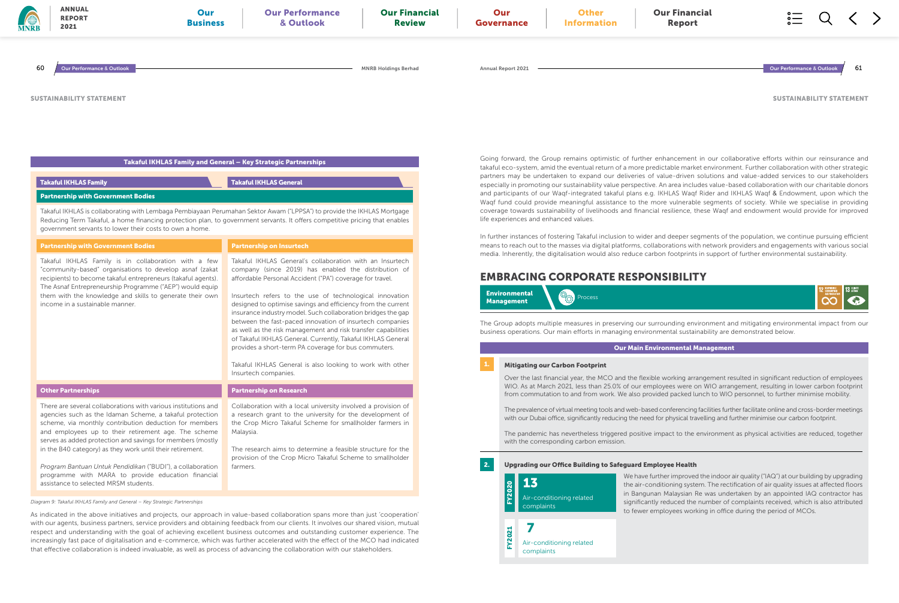SUSTAINABILITY STATEMENT

## Takaful IKHLAS Family and General – Key Strategic Partnerships

| Takaful IKHLAS Family | Takaful IKHLAS General |
|---|---|
| **Partnership with Government Bodies** | |
| Takaful IKHLAS is collaborating with Lembaga Pembiayaan Perumahan Sektor Awam ("LPPSA") to provide the IKHLAS Mortgage Reducing Term Takaful, a home financing protection plan, to government servants. It offers competitive pricing that enables government servants to lower their costs to own a home. | |
| **Partnership with Government Bodies** | **Partnership on Insurtech** |
| Takaful IKHLAS Family is in collaboration with a few "community-based" organisations to develop asnaf (zakat recipients) to become takaful entrepreneurs (takaful agents). The Asnaf Entrepreneurship Programme ("AEP") would equip them with the knowledge and skills to generate their own income in a sustainable manner. | Takaful IKHLAS General's collaboration with an Insurtech company (since 2019) has enabled the distribution of affordable Personal Accident ("PA") coverage for travel.<br><br>Insurtech refers to the use of technological innovation designed to optimise savings and efficiency from the current insurance industry model. Such collaboration bridges the gap between the fast-paced innovation of insurtech companies as well as the risk management and risk transfer capabilities of Takaful IKHLAS General. Currently, Takaful IKHLAS General provides a short-term PA coverage for bus commuters.<br><br>Takaful IKHLAS General is also looking to work with other Insurtech companies. |
| **Other Partnerships** | **Partnership on Research** |
| There are several collaborations with various institutions and agencies such as the Idaman Scheme, a takaful protection scheme, via monthly contribution deduction for members and employees up to their retirement age. The scheme serves as added protection and savings for members (mostly in the B40 category) as they work until their retirement.<br><br>*Program Bantuan Untuk Pendidikan* ("BUDI"), a collaboration programme with MARA to provide education financial assistance to selected MRSM students. | Collaboration with a local university involved a provision of a research grant to the university for the development of the Crop Micro Takaful Scheme for smallholder farmers in Malaysia.<br><br>The research aims to determine a feasible structure for the provision of the Crop Micro Takaful Scheme to smallholder farmers. |

*Diagram 9: Takaful IKHLAS Family and General – Key Strategic Partnerships*

As indicated in the above initiatives and projects, our approach in value-based collaboration spans more than just 'cooperation' with our agents, business partners, service providers and obtaining feedback from our clients. It involves our shared vision, mutual respect and understanding with the goal of achieving excellent business outcomes and outstanding customer experience. The increasingly fast pace of digitalisation and e-commerce, which was further accelerated with the effect of the MCO had indicated that effective collaboration is indeed invaluable, as well as process of advancing the collaboration with our stakeholders.

Going forward, the Group remains optimistic of further enhancement in our collaborative efforts within our reinsurance and takaful eco-system, amid the eventual return of a more predictable market environment. Further collaboration with other strategic partners may be undertaken to expand our deliveries of value-driven solutions and value-added services to our stakeholders especially in promoting our sustainability value perspective. An area includes value-based collaboration with our charitable donors and participants of our Waqf-integrated takaful plans e.g. IKHLAS Waqf Rider and IKHLAS Waqf & Endowment, upon which the Waqf fund could provide meaningful assistance to the more vulnerable segments of society. While we specialise in providing coverage towards sustainability of livelihoods and financial resilience, these Waqf and endowment would provide for enhanced life experiences and enhanced values.

In further instances of fostering Takaful inclusion to wider and deeper segments of the population, we continue pursuing efficient means to reach out to the masses via digital platforms, collaborations with network providers and engagements with various social media. Inherently, the digitalisation would also reduce carbon footprints in support of further environmental sustainability.

## EMBRACING CORPORATE RESPONSIBILITY

**Environmental Management** | Process

The Group adopts multiple measures in preserving our surrounding environment and mitigating environmental impact from our business operations. Our main efforts in managing environmental sustainability are demonstrated below.

### Our Main Environmental Management

**1. Mitigating our Carbon Footprint**

Over the last financial year, the MCO and the flexible working arrangement resulted in significant reduction of employees WIO. As at March 2021, less than 25.0% of our employees were on WIO arrangement, resulting in lower carbon footprint from commutation to and from work. We also provided packed lunch to WIO personnel, to further minimise mobility.

The prevalence of virtual meeting tools and web-based conferencing facilities further facilitate online and cross-border meetings with our Dubai office, significantly reducing the need for physical travelling and further minimise our carbon footprint.

The pandemic has nevertheless triggered positive impact to the environment as physical activities are reduced, together with the corresponding carbon emission.

**2. Upgrading our Office Building to Safeguard Employee Health**

| FY2020 | FY2021 |
|---|---|
| 13 Air-conditioning related complaints | 7 Air-conditioning related complaints |

We have further improved the indoor air quality ("IAQ") at our building by upgrading the air-conditioning system. The rectification of air quality issues at affected floors in Bangunan Malaysian Re was undertaken by an appointed IAQ contractor has significantly reduced the number of complaints received, which is also attributed to fewer employees working in office during the period of MCOs.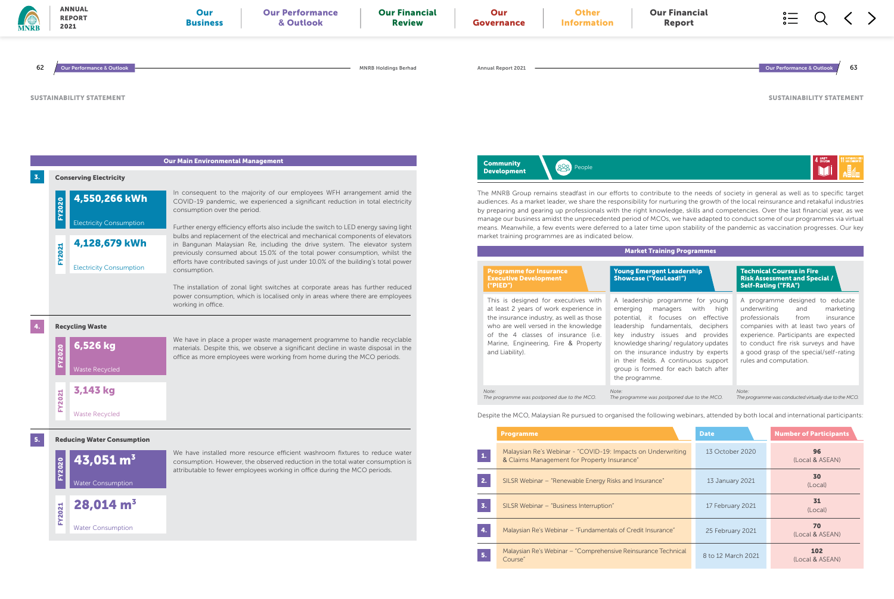SUSTAINABILITY STATEMENT

## Our Main Environmental Management

### 3. Conserving Electricity

| Year | Value |
|---|---|
| FY2020 | **4,550,266 kWh** Electricity Consumption |
| FY2021 | **4,128,679 kWh** Electricity Consumption |

In consequent to the majority of our employees WFH arrangement amid the COVID-19 pandemic, we experienced a significant reduction in total electricity consumption over the period.

Further energy efficiency efforts also include the switch to LED energy saving light bulbs and replacement of the electrical and mechanical components of elevators in Bangunan Malaysian Re, including the drive system. The elevator system previously consumed about 15.0% of the total power consumption, whilst the efforts have contributed savings of just under 10.0% of the building's total power consumption.

The installation of zonal light switches at corporate areas has further reduced power consumption, which is localised only in areas where there are employees working in office.

### 4. Recycling Waste

| Year | Value |
|---|---|
| FY2020 | **6,526 kg** Waste Recycled |
| FY2021 | **3,143 kg** Waste Recycled |

We have in place a proper waste management programme to handle recyclable materials. Despite this, we observe a significant decline in waste disposal in the office as more employees were working from home during the MCO periods.

### 5. Reducing Water Consumption

| Year | Value |
|---|---|
| FY2020 | **43,051 m³** Water Consumption |
| FY2021 | **28,014 m³** Water Consumption |

We have installed more resource efficient washroom fixtures to reduce water consumption. However, the observed reduction in the total water consumption is attributable to fewer employees working in office during the MCO periods.

## Community Development

People

The MNRB Group remains steadfast in our efforts to contribute to the needs of society in general as well as to specific target audiences. As a market leader, we share the responsibility for nurturing the growth of the local reinsurance and retakaful industries by preparing and gearing up professionals with the right knowledge, skills and competencies. Over the last financial year, as we manage our business amidst the unprecedented period of MCOs, we have adapted to conduct some of our programmes via virtual means. Meanwhile, a few events were deferred to a later time upon stability of the pandemic as vaccination progresses. Our key market training programmes are as indicated below.

### Market Training Programmes

| Programme for Insurance Executive Development ("PIED") | Young Emergent Leadership Showcase ("YouLead!") | Technical Courses in Fire Risk Assessment and Special / Self-Rating ("FRA") |
|---|---|---|
| This is designed for executives with at least 2 years of work experience in the insurance industry, as well as those who are well versed in the knowledge of the 4 classes of insurance (i.e. Marine, Engineering, Fire & Property and Liability). | A leadership programme for young emerging managers with high potential, it focuses on effective leadership fundamentals, deciphers key industry issues and provides knowledge sharing/ regulatory updates on the insurance industry by experts in their fields. A continuous support group is formed for each batch after the programme. | A programme designed to educate underwriting and marketing professionals from insurance companies with at least two years of experience. Participants are expected to conduct fire risk surveys and have a good grasp of the special/self-rating rules and computation. |
| *Note: The programme was postponed due to the MCO.* | *Note: The programme was postponed due to the MCO.* | *Note: The programme was conducted virtually due to the MCO.* |

Despite the MCO, Malaysian Re pursued to organised the following webinars, attended by both local and international participants:

| | Programme | Date | Number of Participants |
|---|---|---|---|
| 1. | Malaysian Re's Webinar - "COVID-19: Impacts on Underwriting & Claims Management for Property Insurance" | 13 October 2020 | **96** (Local & ASEAN) |
| 2. | SILSR Webinar – "Renewable Energy Risks and Insurance" | 13 January 2021 | **30** (Local) |
| 3. | SILSR Webinar – "Business Interruption" | 17 February 2021 | **31** (Local) |
| 4. | Malaysian Re's Webinar – "Fundamentals of Credit Insurance" | 25 February 2021 | **70** (Local & ASEAN) |
| 5. | Malaysian Re's Webinar – "Comprehensive Reinsurance Technical Course" | 8 to 12 March 2021 | **102** (Local & ASEAN) |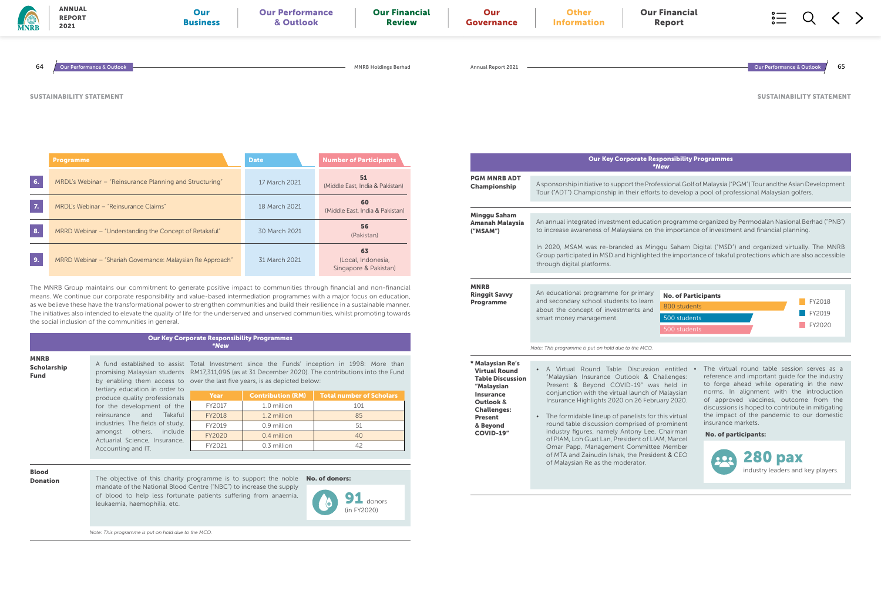SUSTAINABILITY STATEMENT

| | Programme | Date | Number of Participants |
|---|---|---|---|
| 6. | MRDL's Webinar – "Reinsurance Planning and Structuring" | 17 March 2021 | **51** (Middle East, India & Pakistan) |
| 7. | MRDL's Webinar – "Reinsurance Claims" | 18 March 2021 | **60** (Middle East, India & Pakistan) |
| 8. | MRRD Webinar – "Understanding the Concept of Retakaful" | 30 March 2021 | **56** (Pakistan) |
| 9. | MRRD Webinar – "Shariah Governance: Malaysian Re Approach" | 31 March 2021 | **63** (Local, Indonesia, Singapore & Pakistan) |

The MNRB Group maintains our commitment to generate positive impact to communities through financial and non-financial means. We continue our corporate responsibility and value-based intermediation programmes with a major focus on education, as we believe these have the transformational power to strengthen communities and build their resilience in a sustainable manner. The initiatives also intended to elevate the quality of life for the underserved and unserved communities, whilst promoting towards the social inclusion of the communities in general.

## Our Key Corporate Responsibility Programmes

*\*New*

**MNRB Scholarship Fund**

A fund established to assist promising Malaysian students by enabling them access to tertiary education in order to produce quality professionals for the development of the reinsurance and Takaful industries. The fields of study, amongst others, include Actuarial Science, Insurance, Accounting and IT.

Total Investment since the Funds' inception in 1998: More than RM17,311,096 (as at 31 December 2020). The contributions into the Fund over the last five years, is as depicted below:

| Year | Contribution (RM) | Total number of Scholars |
|---|---|---|
| FY2017 | 1.0 million | 101 |
| FY2018 | 1.2 million | 85 |
| FY2019 | 0.9 million | 51 |
| FY2020 | 0.4 million | 40 |
| FY2021 | 0.3 million | 42 |

**Blood Donation**

The objective of this charity programme is to support the noble mandate of the National Blood Centre ("NBC") to increase the supply of blood to help less fortunate patients suffering from anaemia, leukaemia, haemophilia, etc.

**No. of donors:**

**91** donors (in FY2020)

*Note: This programme is put on hold due to the MCO.*

SUSTAINABILITY STATEMENT

## Our Key Corporate Responsibility Programmes

*\*New*

**PGM MNRB ADT Championship**

A sponsorship initiative to support the Professional Golf of Malaysia ("PGM") Tour and the Asian Development Tour ("ADT") Championship in their efforts to develop a pool of professional Malaysian golfers.

**Minggu Saham Amanah Malaysia ("MSAM")**

An annual integrated investment education programme organized by Permodalan Nasional Berhad ("PNB") to increase awareness of Malaysians on the importance of investment and financial planning.

In 2020, MSAM was re-branded as Minggu Saham Digital ("MSD") and organized virtually. The MNRB Group participated in MSD and highlighted the importance of takaful protections which are also accessible through digital platforms.

**MNRB Ringgit Savvy Programme**

An educational programme for primary and secondary school students to learn about the concept of investments and smart money management.

**No. of Participants**

| Year | No. of Participants |
|---|---|
| FY2018 | 800 students |
| FY2019 | 500 students |
| FY2020 | 500 students |

*Note: This programme is put on hold due to the MCO.*

**\* Malaysian Re's Virtual Round Table Discussion "Malaysian Insurance Outlook & Challenges: Present & Beyond COVID-19"**

- A Virtual Round Table Discussion entitled "Malaysian Insurance Outlook & Challenges: Present & Beyond COVID-19" was held in conjunction with the virtual launch of Malaysian Insurance Highlights 2020 on 26 February 2020.
- The formidable lineup of panelists for this virtual round table discussion comprised of prominent industry figures, namely Antony Lee, Chairman of PIAM, Loh Guat Lan, President of LIAM, Marcel Omar Papp, Management Committee Member of MTA and Zainudin Ishak, the President & CEO of Malaysian Re as the moderator.
- The virtual round table session serves as a reference and important guide for the industry to forge ahead while operating in the new norms. In alignment with the introduction of approved vaccines, outcome from the discussions is hoped to contribute in mitigating the impact of the pandemic to our domestic insurance markets.

**No. of participants:**

**280 pax** industry leaders and key players.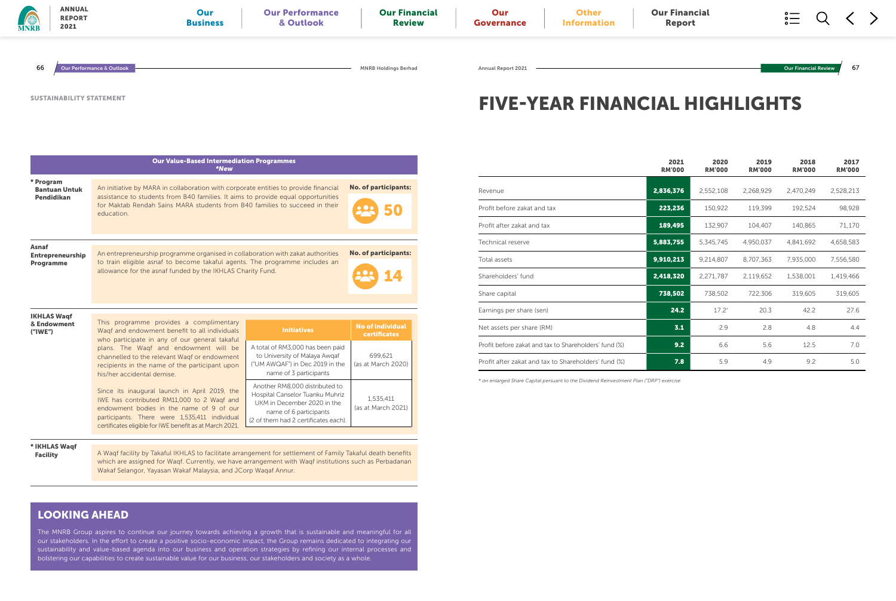SUSTAINABILITY STATEMENT

| Our Value-Based Intermediation Programmes *New | | |
|---|---|---|
| * Program Bantuan Untuk Pendidikan | An initiative by MARA in collaboration with corporate entities to provide financial assistance to students from B40 families. It aims to provide equal opportunities for Maktab Rendah Sains MARA students from B40 families to succeed in their education. | No. of participants: 50 |
| Asnaf Entrepreneurship Programme | An entrepreneurship programme organised in collaboration with zakat authorities to train eligible asnaf to become takaful agents. The programme includes an allowance for the asnaf funded by the IKHLAS Charity Fund. | No. of participants: 14 |
| IKHLAS Waqf & Endowment ("IWE") | This programme provides a complimentary Waqf and endowment benefit to all individuals who participate in any of our general takaful plans. The Waqf and endowment will be channelled to the relevant Waqf or endowment recipients in the name of the participant upon his/her accidental demise.<br><br>Since its inaugural launch in April 2019, the IWE has contributed RM11,000 to 2 Waqf and endowment bodies in the name of 9 of our participants. There were 1,535,411 individual certificates eligible for IWE benefit as at March 2021. | |
| * IKHLAS Waqf Facility | A Waqf facility by Takaful IKHLAS to facilitate arrangement for settlement of Family Takaful death benefits which are assigned for Waqf. Currently, we have arrangement with Waqf institutions such as Perbadanan Wakaf Selangor, Yayasan Wakaf Malaysia, and JCorp Waqaf Annur. | |

| Initiatives | No of individual certificates |
|---|---|
| A total of RM3,000 has been paid to University of Malaya Awqaf ("UM AWQAF") in Dec 2019 in the name of 3 participants | 699,621 (as at March 2020) |
| Another RM8,000 distributed to Hospital Canselor Tuanku Muhriz UKM in December 2020 in the name of 6 participants (2 of them had 2 certificates each). | 1,535,411 (as at March 2021) |

## LOOKING AHEAD

The MNRB Group aspires to continue our journey towards achieving a growth that is sustainable and meaningful for all our stakeholders. In the effort to create a positive socio-economic impact, the Group remains dedicated to integrating our sustainability and value-based agenda into our business and operation strategies by refining our internal processes and bolstering our capabilities to create sustainable value for our business, our stakeholders and society as a whole.

# FIVE-YEAR FINANCIAL HIGHLIGHTS

| | 2021 RM'000 | 2020 RM'000 | 2019 RM'000 | 2018 RM'000 | 2017 RM'000 |
|---|---|---|---|---|---|
| Revenue | **2,836,376** | 2,552,108 | 2,268,929 | 2,470,249 | 2,528,213 |
| Profit before zakat and tax | **223,236** | 150,922 | 119,399 | 192,524 | 98,928 |
| Profit after zakat and tax | **189,495** | 132,907 | 104,407 | 140,865 | 71,170 |
| Technical reserve | **5,883,755** | 5,345,745 | 4,950,037 | 4,841,692 | 4,658,583 |
| Total assets | **9,910,213** | 9,214,807 | 8,707,363 | 7,935,000 | 7,556,580 |
| Shareholders' fund | **2,418,320** | 2,271,787 | 2,119,652 | 1,538,001 | 1,419,466 |
| Share capital | **738,502** | 738,502 | 722,306 | 319,605 | 319,605 |
| Earnings per share (sen) | **24.2** | 17.2* | 20.3 | 42.2 | 27.6 |
| Net assets per share (RM) | **3.1** | 2.9 | 2.8 | 4.8 | 4.4 |
| Profit before zakat and tax to Shareholders' fund (%) | **9.2** | 6.6 | 5.6 | 12.5 | 7.0 |
| Profit after zakat and tax to Shareholders' fund (%) | **7.8** | 5.9 | 4.9 | 9.2 | 5.0 |

*\* on enlarged Share Capital persuant to the Dividend Reinvestment Plan ("DRP") exercise*